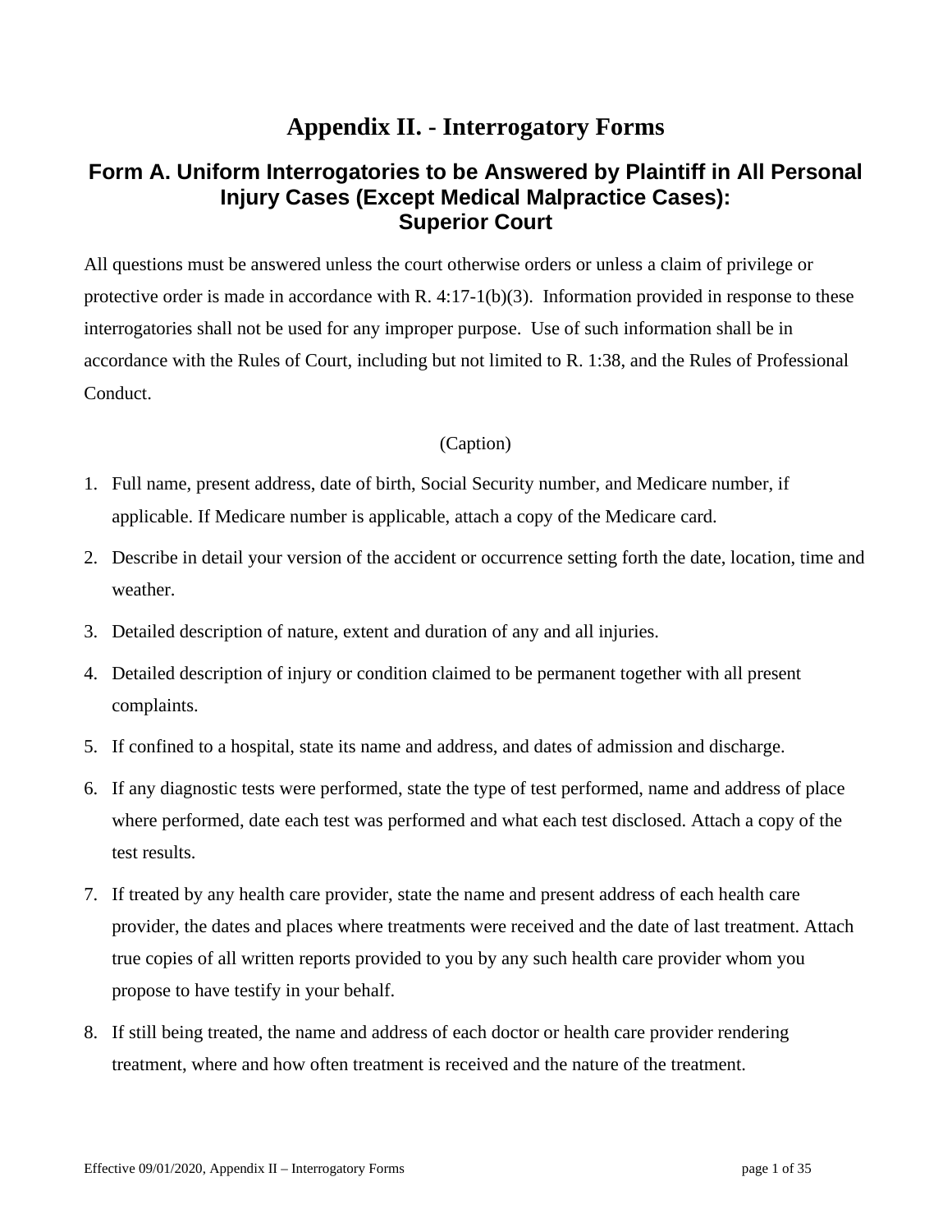# Appendix II. - Interrogatory Forms

## Form A. Uniform Interrogatories to be Answered by Plaintiff in All Personal Injury Cases (Except Medical Malpractice Cases): Superior Court

All questions must be answered unless the court otherwise orders or unless a claim of privilege or protective order is made in accordance with R. 4:17-1(b)(3). Information provided in response to these interrogatories shall not be used for any improper purpose. Use of such information shall be in accordance with the Rules of Court, including but not limited to R. 1:38, and the Rules of Professional Conduct.

(Caption)

1. Full name, present address, date of birth, Social Security number, and Medicare number, if applicable. If Medicare number is applicable, attach a copy of the Medicare card.
2. Describe in detail your version of the accident or occurrence setting forth the date, location, time and weather.
3. Detailed description of nature, extent and duration of any and all injuries.
4. Detailed description of injury or condition claimed to be permanent together with all present complaints.
5. If confined to a hospital, state its name and address, and dates of admission and discharge.
6. If any diagnostic tests were performed, state the type of test performed, name and address of place where performed, date each test was performed and what each test disclosed. Attach a copy of the test results.
7. If treated by any health care provider, state the name and present address of each health care provider, the dates and places where treatments were received and the date of last treatment. Attach true copies of all written reports provided to you by any such health care provider whom you propose to have testify in your behalf.
8. If still being treated, the name and address of each doctor or health care provider rendering treatment, where and how often treatment is received and the nature of the treatment.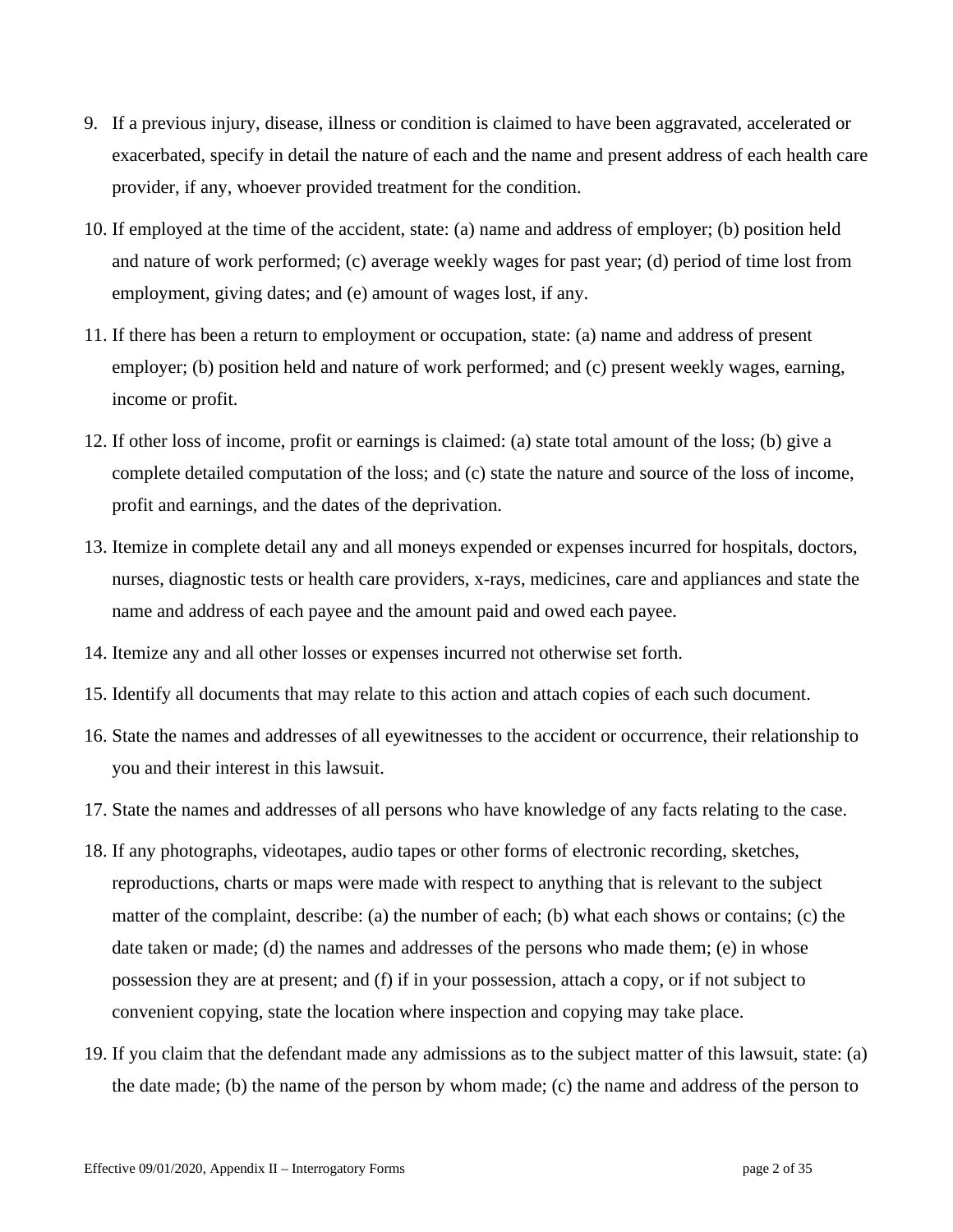9. If a previous injury, disease, illness or condition is claimed to have been aggravated, accelerated or exacerbated, specify in detail the nature of each and the name and present address of each health care provider, if any, whoever provided treatment for the condition.

10. If employed at the time of the accident, state: (a) name and address of employer; (b) position held and nature of work performed; (c) average weekly wages for past year; (d) period of time lost from employment, giving dates; and (e) amount of wages lost, if any.

11. If there has been a return to employment or occupation, state: (a) name and address of present employer; (b) position held and nature of work performed; and (c) present weekly wages, earning, income or profit.

12. If other loss of income, profit or earnings is claimed: (a) state total amount of the loss; (b) give a complete detailed computation of the loss; and (c) state the nature and source of the loss of income, profit and earnings, and the dates of the deprivation.

13. Itemize in complete detail any and all moneys expended or expenses incurred for hospitals, doctors, nurses, diagnostic tests or health care providers, x-rays, medicines, care and appliances and state the name and address of each payee and the amount paid and owed each payee.

14. Itemize any and all other losses or expenses incurred not otherwise set forth.

15. Identify all documents that may relate to this action and attach copies of each such document.

16. State the names and addresses of all eyewitnesses to the accident or occurrence, their relationship to you and their interest in this lawsuit.

17. State the names and addresses of all persons who have knowledge of any facts relating to the case.

18. If any photographs, videotapes, audio tapes or other forms of electronic recording, sketches, reproductions, charts or maps were made with respect to anything that is relevant to the subject matter of the complaint, describe: (a) the number of each; (b) what each shows or contains; (c) the date taken or made; (d) the names and addresses of the persons who made them; (e) in whose possession they are at present; and (f) if in your possession, attach a copy, or if not subject to convenient copying, state the location where inspection and copying may take place.

19. If you claim that the defendant made any admissions as to the subject matter of this lawsuit, state: (a) the date made; (b) the name of the person by whom made; (c) the name and address of the person to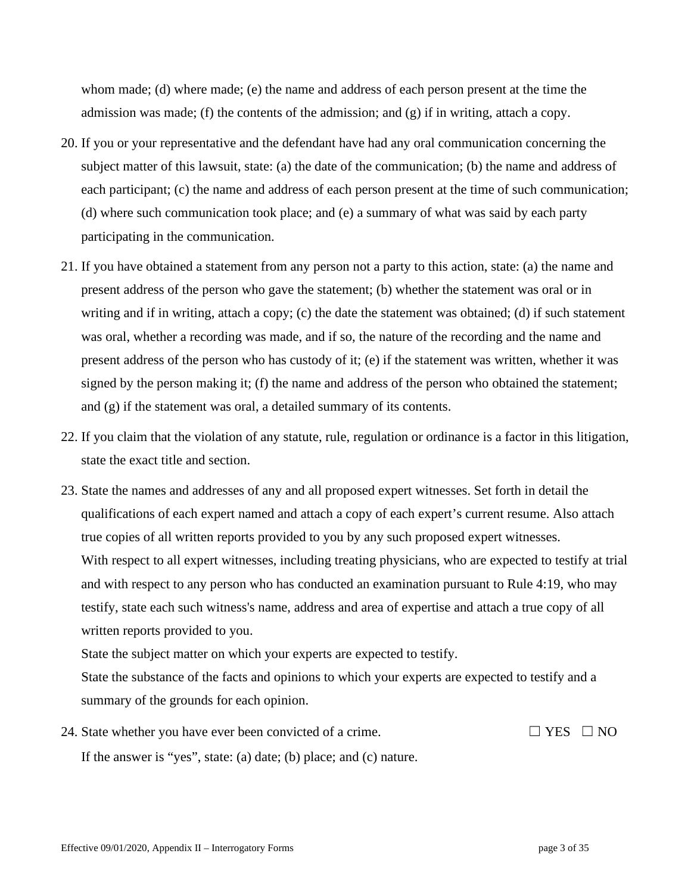whom made; (d) where made; (e) the name and address of each person present at the time the admission was made; (f) the contents of the admission; and (g) if in writing, attach a copy.

20. If you or your representative and the defendant have had any oral communication concerning the subject matter of this lawsuit, state: (a) the date of the communication; (b) the name and address of each participant; (c) the name and address of each person present at the time of such communication; (d) where such communication took place; and (e) a summary of what was said by each party participating in the communication.

21. If you have obtained a statement from any person not a party to this action, state: (a) the name and present address of the person who gave the statement; (b) whether the statement was oral or in writing and if in writing, attach a copy; (c) the date the statement was obtained; (d) if such statement was oral, whether a recording was made, and if so, the nature of the recording and the name and present address of the person who has custody of it; (e) if the statement was written, whether it was signed by the person making it; (f) the name and address of the person who obtained the statement; and (g) if the statement was oral, a detailed summary of its contents.

22. If you claim that the violation of any statute, rule, regulation or ordinance is a factor in this litigation, state the exact title and section.

23. State the names and addresses of any and all proposed expert witnesses. Set forth in detail the qualifications of each expert named and attach a copy of each expert's current resume. Also attach true copies of all written reports provided to you by any such proposed expert witnesses.
    With respect to all expert witnesses, including treating physicians, who are expected to testify at trial and with respect to any person who has conducted an examination pursuant to Rule 4:19, who may testify, state each such witness's name, address and area of expertise and attach a true copy of all written reports provided to you.
    State the subject matter on which your experts are expected to testify.
    State the substance of the facts and opinions to which your experts are expected to testify and a summary of the grounds for each opinion.

24. State whether you have ever been convicted of a crime. ☐ YES ☐ NO
    If the answer is "yes", state: (a) date; (b) place; and (c) nature.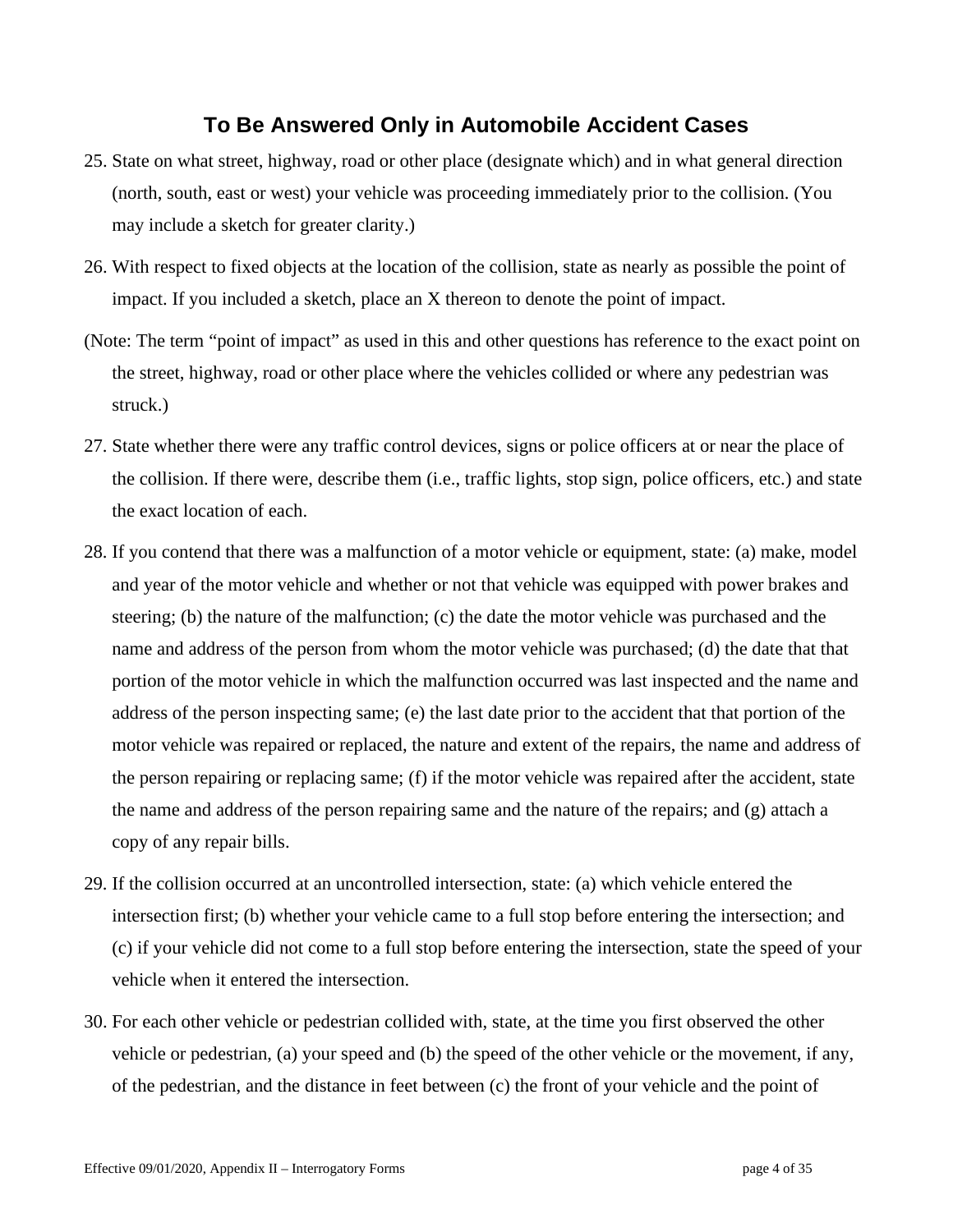## To Be Answered Only in Automobile Accident Cases

25. State on what street, highway, road or other place (designate which) and in what general direction (north, south, east or west) your vehicle was proceeding immediately prior to the collision. (You may include a sketch for greater clarity.)

26. With respect to fixed objects at the location of the collision, state as nearly as possible the point of impact. If you included a sketch, place an X thereon to denote the point of impact.

(Note: The term "point of impact" as used in this and other questions has reference to the exact point on the street, highway, road or other place where the vehicles collided or where any pedestrian was struck.)

27. State whether there were any traffic control devices, signs or police officers at or near the place of the collision. If there were, describe them (i.e., traffic lights, stop sign, police officers, etc.) and state the exact location of each.

28. If you contend that there was a malfunction of a motor vehicle or equipment, state: (a) make, model and year of the motor vehicle and whether or not that vehicle was equipped with power brakes and steering; (b) the nature of the malfunction; (c) the date the motor vehicle was purchased and the name and address of the person from whom the motor vehicle was purchased; (d) the date that that portion of the motor vehicle in which the malfunction occurred was last inspected and the name and address of the person inspecting same; (e) the last date prior to the accident that that portion of the motor vehicle was repaired or replaced, the nature and extent of the repairs, the name and address of the person repairing or replacing same; (f) if the motor vehicle was repaired after the accident, state the name and address of the person repairing same and the nature of the repairs; and (g) attach a copy of any repair bills.

29. If the collision occurred at an uncontrolled intersection, state: (a) which vehicle entered the intersection first; (b) whether your vehicle came to a full stop before entering the intersection; and (c) if your vehicle did not come to a full stop before entering the intersection, state the speed of your vehicle when it entered the intersection.

30. For each other vehicle or pedestrian collided with, state, at the time you first observed the other vehicle or pedestrian, (a) your speed and (b) the speed of the other vehicle or the movement, if any, of the pedestrian, and the distance in feet between (c) the front of your vehicle and the point of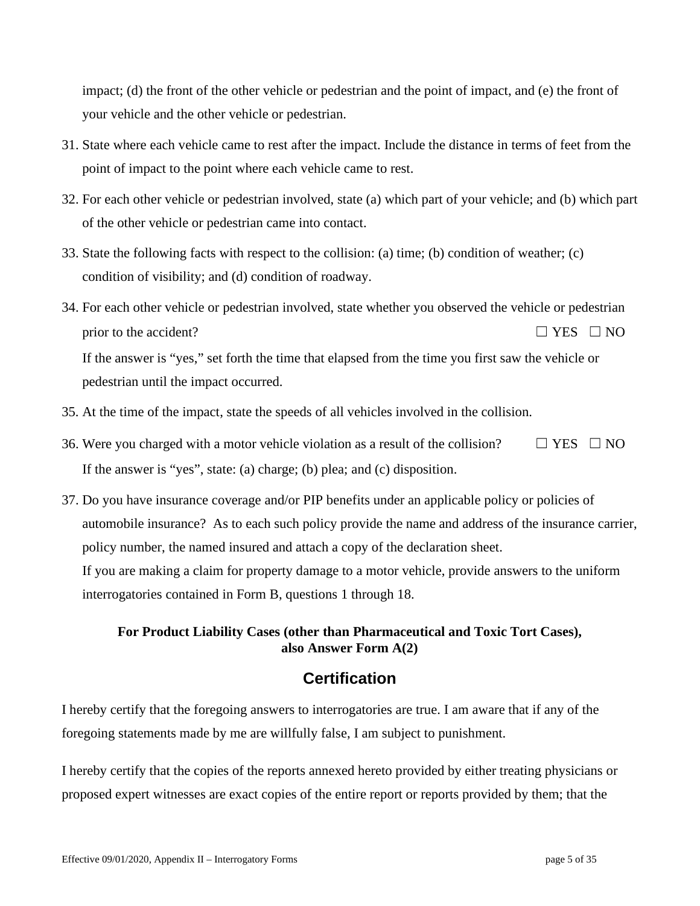impact; (d) the front of the other vehicle or pedestrian and the point of impact, and (e) the front of your vehicle and the other vehicle or pedestrian.

31. State where each vehicle came to rest after the impact. Include the distance in terms of feet from the point of impact to the point where each vehicle came to rest.

32. For each other vehicle or pedestrian involved, state (a) which part of your vehicle; and (b) which part of the other vehicle or pedestrian came into contact.

33. State the following facts with respect to the collision: (a) time; (b) condition of weather; (c) condition of visibility; and (d) condition of roadway.

34. For each other vehicle or pedestrian involved, state whether you observed the vehicle or pedestrian prior to the accident? ☐ YES ☐ NO

    If the answer is "yes," set forth the time that elapsed from the time you first saw the vehicle or pedestrian until the impact occurred.

35. At the time of the impact, state the speeds of all vehicles involved in the collision.

36. Were you charged with a motor vehicle violation as a result of the collision? ☐ YES ☐ NO

    If the answer is "yes", state: (a) charge; (b) plea; and (c) disposition.

37. Do you have insurance coverage and/or PIP benefits under an applicable policy or policies of automobile insurance? As to each such policy provide the name and address of the insurance carrier, policy number, the named insured and attach a copy of the declaration sheet.

    If you are making a claim for property damage to a motor vehicle, provide answers to the uniform interrogatories contained in Form B, questions 1 through 18.

**For Product Liability Cases (other than Pharmaceutical and Toxic Tort Cases), also Answer Form A(2)**

## Certification

I hereby certify that the foregoing answers to interrogatories are true. I am aware that if any of the foregoing statements made by me are willfully false, I am subject to punishment.

I hereby certify that the copies of the reports annexed hereto provided by either treating physicians or proposed expert witnesses are exact copies of the entire report or reports provided by them; that the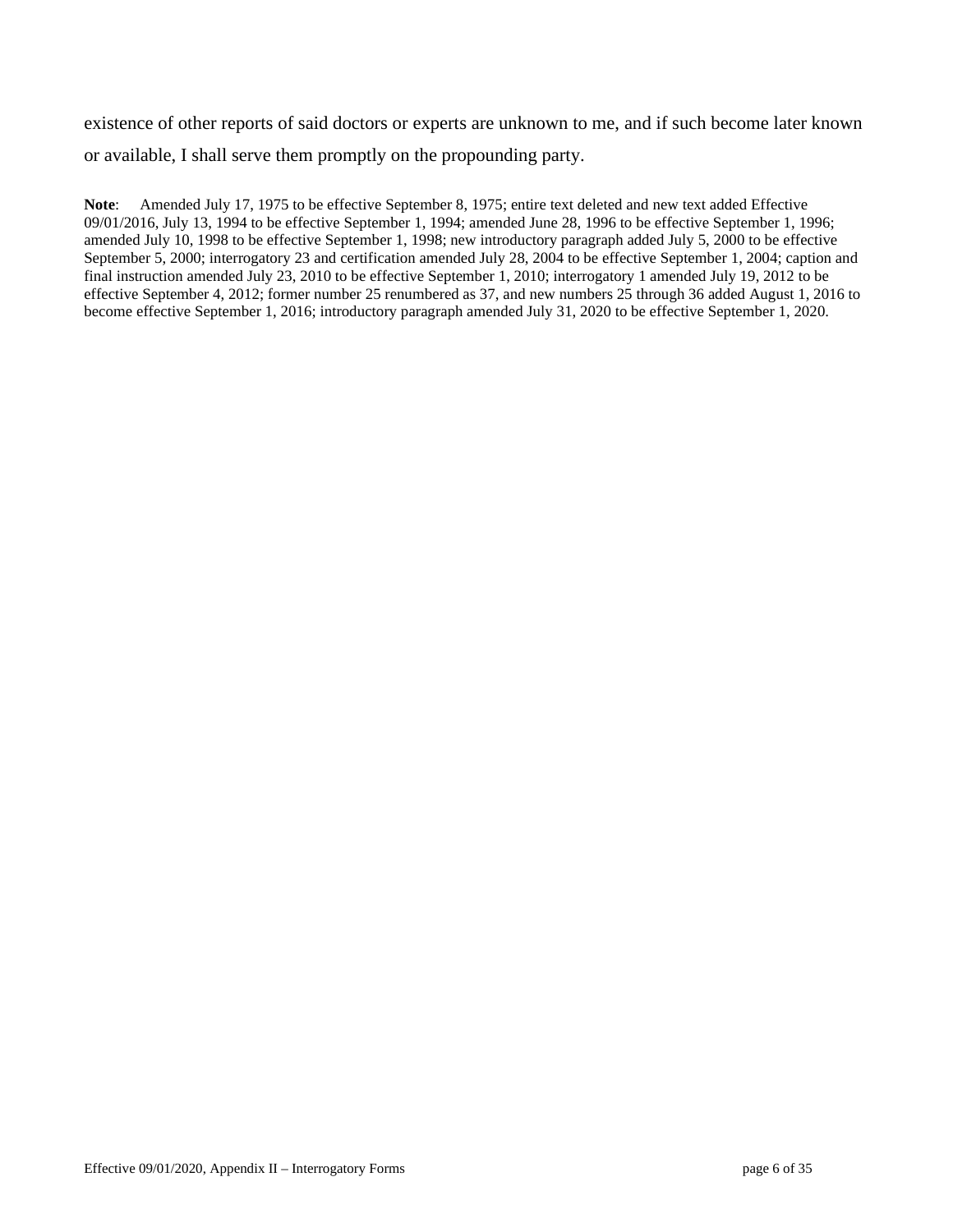existence of other reports of said doctors or experts are unknown to me, and if such become later known or available, I shall serve them promptly on the propounding party.

**Note**: Amended July 17, 1975 to be effective September 8, 1975; entire text deleted and new text added Effective 09/01/2016, July 13, 1994 to be effective September 1, 1994; amended June 28, 1996 to be effective September 1, 1996; amended July 10, 1998 to be effective September 1, 1998; new introductory paragraph added July 5, 2000 to be effective September 5, 2000; interrogatory 23 and certification amended July 28, 2004 to be effective September 1, 2004; caption and final instruction amended July 23, 2010 to be effective September 1, 2010; interrogatory 1 amended July 19, 2012 to be effective September 4, 2012; former number 25 renumbered as 37, and new numbers 25 through 36 added August 1, 2016 to become effective September 1, 2016; introductory paragraph amended July 31, 2020 to be effective September 1, 2020.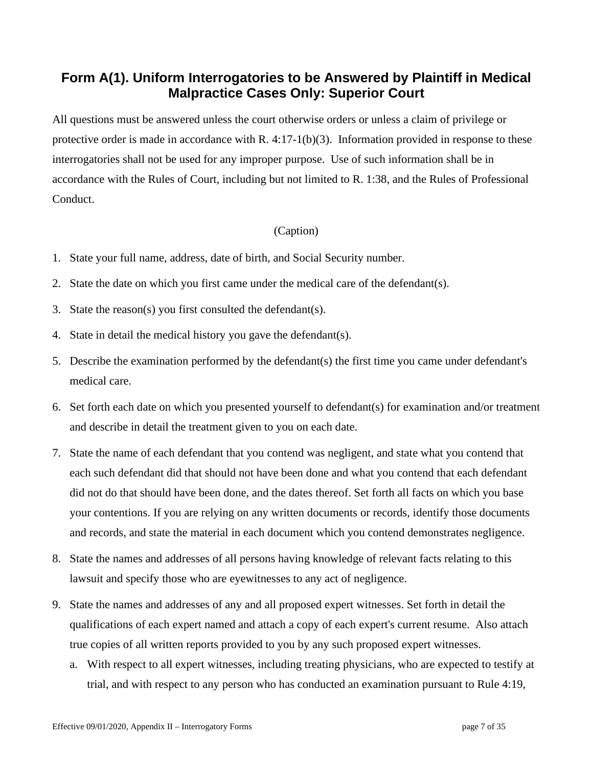## Form A(1). Uniform Interrogatories to be Answered by Plaintiff in Medical Malpractice Cases Only: Superior Court

All questions must be answered unless the court otherwise orders or unless a claim of privilege or protective order is made in accordance with R. 4:17-1(b)(3). Information provided in response to these interrogatories shall not be used for any improper purpose. Use of such information shall be in accordance with the Rules of Court, including but not limited to R. 1:38, and the Rules of Professional Conduct.

(Caption)

1. State your full name, address, date of birth, and Social Security number.
2. State the date on which you first came under the medical care of the defendant(s).
3. State the reason(s) you first consulted the defendant(s).
4. State in detail the medical history you gave the defendant(s).
5. Describe the examination performed by the defendant(s) the first time you came under defendant's medical care.
6. Set forth each date on which you presented yourself to defendant(s) for examination and/or treatment and describe in detail the treatment given to you on each date.
7. State the name of each defendant that you contend was negligent, and state what you contend that each such defendant did that should not have been done and what you contend that each defendant did not do that should have been done, and the dates thereof. Set forth all facts on which you base your contentions. If you are relying on any written documents or records, identify those documents and records, and state the material in each document which you contend demonstrates negligence.
8. State the names and addresses of all persons having knowledge of relevant facts relating to this lawsuit and specify those who are eyewitnesses to any act of negligence.
9. State the names and addresses of any and all proposed expert witnesses. Set forth in detail the qualifications of each expert named and attach a copy of each expert's current resume. Also attach true copies of all written reports provided to you by any such proposed expert witnesses.
   a. With respect to all expert witnesses, including treating physicians, who are expected to testify at trial, and with respect to any person who has conducted an examination pursuant to Rule 4:19,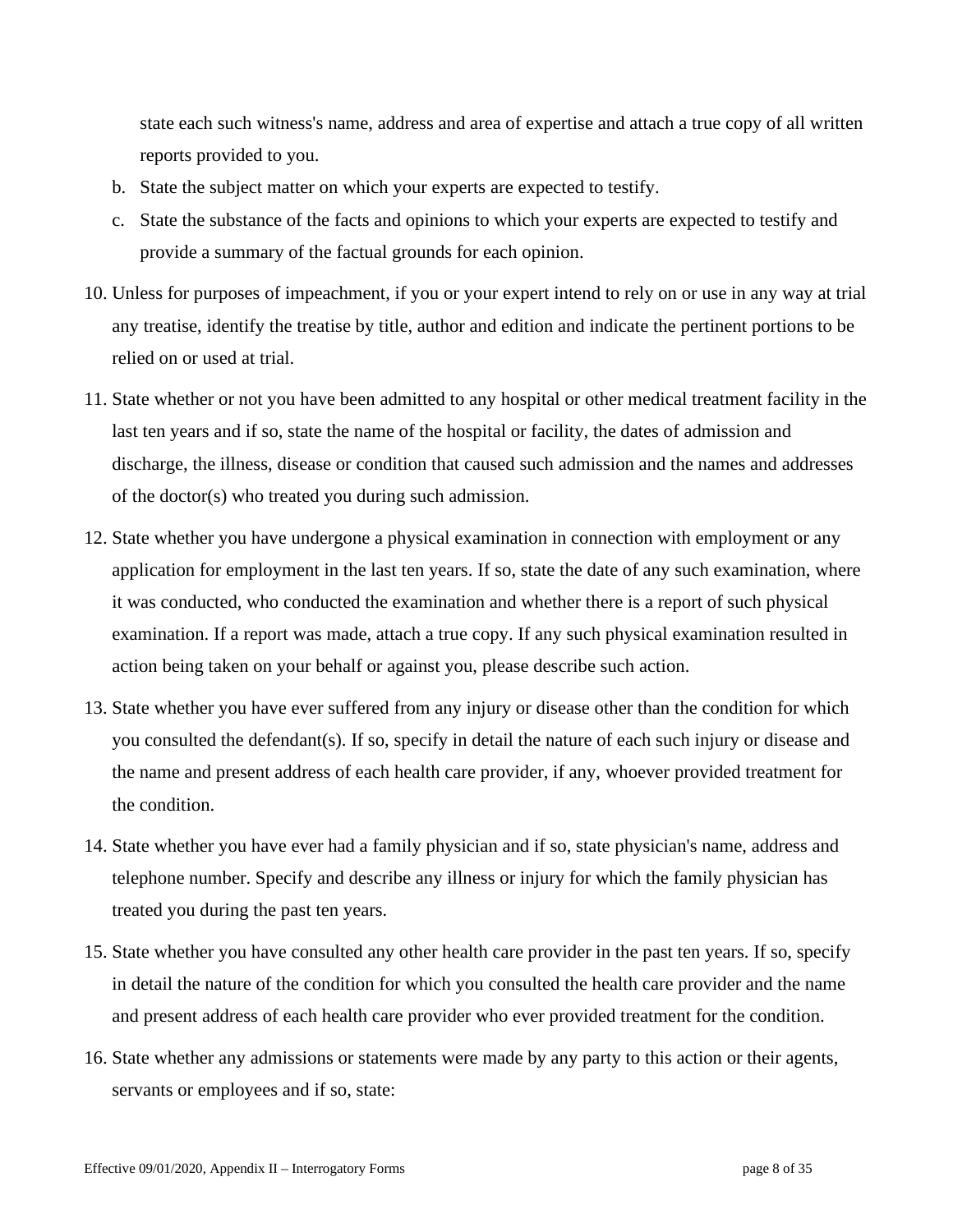state each such witness's name, address and area of expertise and attach a true copy of all written reports provided to you.

b. State the subject matter on which your experts are expected to testify.

c. State the substance of the facts and opinions to which your experts are expected to testify and provide a summary of the factual grounds for each opinion.

10. Unless for purposes of impeachment, if you or your expert intend to rely on or use in any way at trial any treatise, identify the treatise by title, author and edition and indicate the pertinent portions to be relied on or used at trial.

11. State whether or not you have been admitted to any hospital or other medical treatment facility in the last ten years and if so, state the name of the hospital or facility, the dates of admission and discharge, the illness, disease or condition that caused such admission and the names and addresses of the doctor(s) who treated you during such admission.

12. State whether you have undergone a physical examination in connection with employment or any application for employment in the last ten years. If so, state the date of any such examination, where it was conducted, who conducted the examination and whether there is a report of such physical examination. If a report was made, attach a true copy. If any such physical examination resulted in action being taken on your behalf or against you, please describe such action.

13. State whether you have ever suffered from any injury or disease other than the condition for which you consulted the defendant(s). If so, specify in detail the nature of each such injury or disease and the name and present address of each health care provider, if any, whoever provided treatment for the condition.

14. State whether you have ever had a family physician and if so, state physician's name, address and telephone number. Specify and describe any illness or injury for which the family physician has treated you during the past ten years.

15. State whether you have consulted any other health care provider in the past ten years. If so, specify in detail the nature of the condition for which you consulted the health care provider and the name and present address of each health care provider who ever provided treatment for the condition.

16. State whether any admissions or statements were made by any party to this action or their agents, servants or employees and if so, state: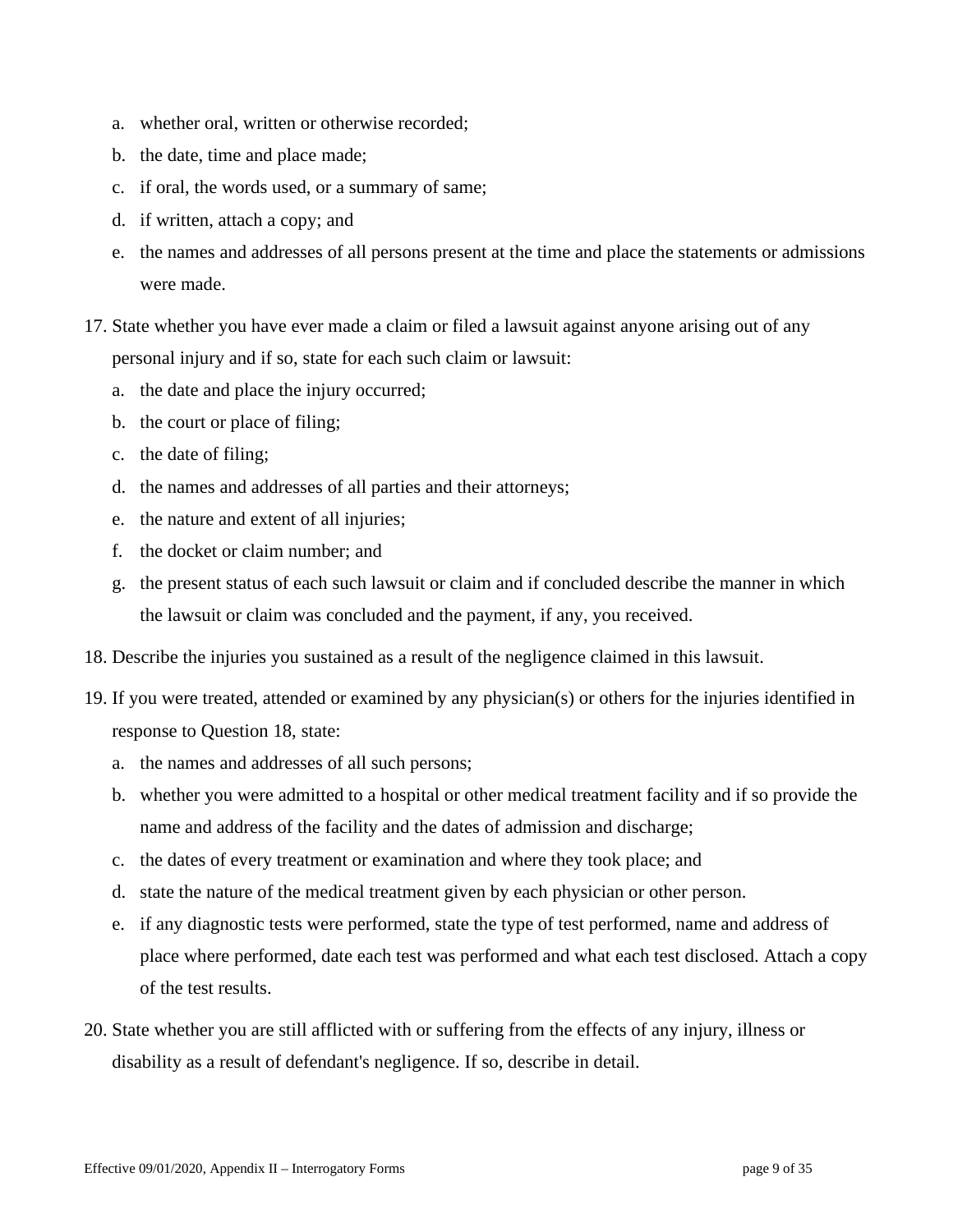a. whether oral, written or otherwise recorded;
b. the date, time and place made;
c. if oral, the words used, or a summary of same;
d. if written, attach a copy; and
e. the names and addresses of all persons present at the time and place the statements or admissions were made.

17. State whether you have ever made a claim or filed a lawsuit against anyone arising out of any personal injury and if so, state for each such claim or lawsuit:
    a. the date and place the injury occurred;
    b. the court or place of filing;
    c. the date of filing;
    d. the names and addresses of all parties and their attorneys;
    e. the nature and extent of all injuries;
    f. the docket or claim number; and
    g. the present status of each such lawsuit or claim and if concluded describe the manner in which the lawsuit or claim was concluded and the payment, if any, you received.

18. Describe the injuries you sustained as a result of the negligence claimed in this lawsuit.

19. If you were treated, attended or examined by any physician(s) or others for the injuries identified in response to Question 18, state:
    a. the names and addresses of all such persons;
    b. whether you were admitted to a hospital or other medical treatment facility and if so provide the name and address of the facility and the dates of admission and discharge;
    c. the dates of every treatment or examination and where they took place; and
    d. state the nature of the medical treatment given by each physician or other person.
    e. if any diagnostic tests were performed, state the type of test performed, name and address of place where performed, date each test was performed and what each test disclosed. Attach a copy of the test results.

20. State whether you are still afflicted with or suffering from the effects of any injury, illness or disability as a result of defendant's negligence. If so, describe in detail.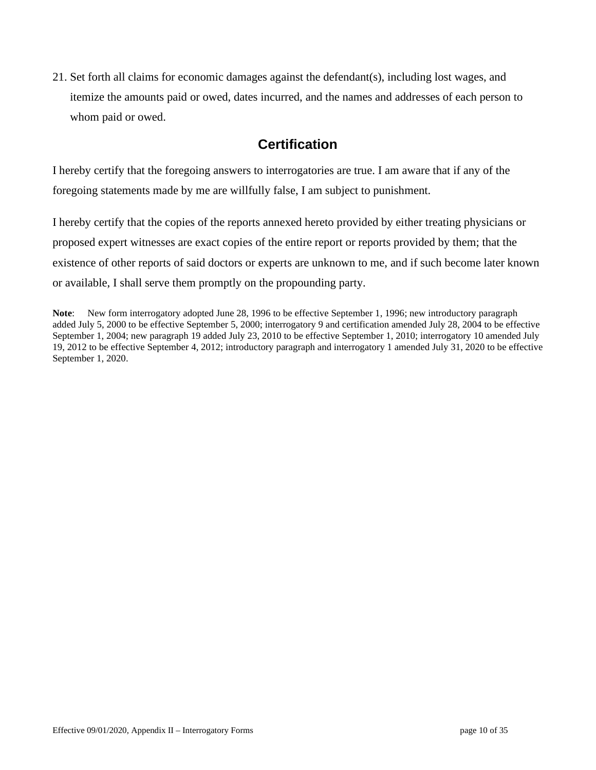21. Set forth all claims for economic damages against the defendant(s), including lost wages, and itemize the amounts paid or owed, dates incurred, and the names and addresses of each person to whom paid or owed.

## Certification

I hereby certify that the foregoing answers to interrogatories are true. I am aware that if any of the foregoing statements made by me are willfully false, I am subject to punishment.

I hereby certify that the copies of the reports annexed hereto provided by either treating physicians or proposed expert witnesses are exact copies of the entire report or reports provided by them; that the existence of other reports of said doctors or experts are unknown to me, and if such become later known or available, I shall serve them promptly on the propounding party.

**Note**: New form interrogatory adopted June 28, 1996 to be effective September 1, 1996; new introductory paragraph added July 5, 2000 to be effective September 5, 2000; interrogatory 9 and certification amended July 28, 2004 to be effective September 1, 2004; new paragraph 19 added July 23, 2010 to be effective September 1, 2010; interrogatory 10 amended July 19, 2012 to be effective September 4, 2012; introductory paragraph and interrogatory 1 amended July 31, 2020 to be effective September 1, 2020.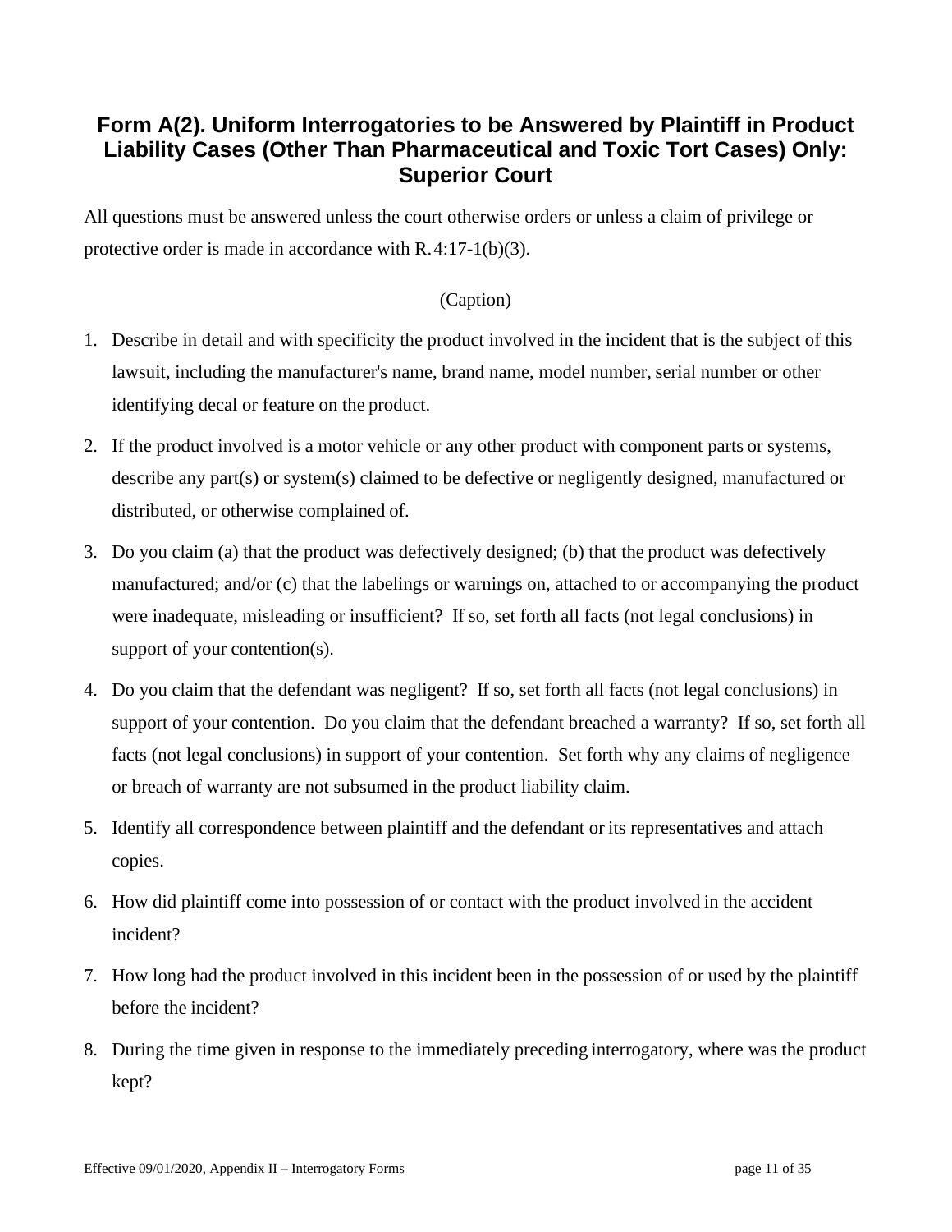## Form A(2). Uniform Interrogatories to be Answered by Plaintiff in Product Liability Cases (Other Than Pharmaceutical and Toxic Tort Cases) Only: Superior Court

All questions must be answered unless the court otherwise orders or unless a claim of privilege or protective order is made in accordance with R. 4:17-1(b)(3).

(Caption)

1. Describe in detail and with specificity the product involved in the incident that is the subject of this lawsuit, including the manufacturer's name, brand name, model number, serial number or other identifying decal or feature on the product.
2. If the product involved is a motor vehicle or any other product with component parts or systems, describe any part(s) or system(s) claimed to be defective or negligently designed, manufactured or distributed, or otherwise complained of.
3. Do you claim (a) that the product was defectively designed; (b) that the product was defectively manufactured; and/or (c) that the labelings or warnings on, attached to or accompanying the product were inadequate, misleading or insufficient? If so, set forth all facts (not legal conclusions) in support of your contention(s).
4. Do you claim that the defendant was negligent? If so, set forth all facts (not legal conclusions) in support of your contention. Do you claim that the defendant breached a warranty? If so, set forth all facts (not legal conclusions) in support of your contention. Set forth why any claims of negligence or breach of warranty are not subsumed in the product liability claim.
5. Identify all correspondence between plaintiff and the defendant or its representatives and attach copies.
6. How did plaintiff come into possession of or contact with the product involved in the accident incident?
7. How long had the product involved in this incident been in the possession of or used by the plaintiff before the incident?
8. During the time given in response to the immediately preceding interrogatory, where was the product kept?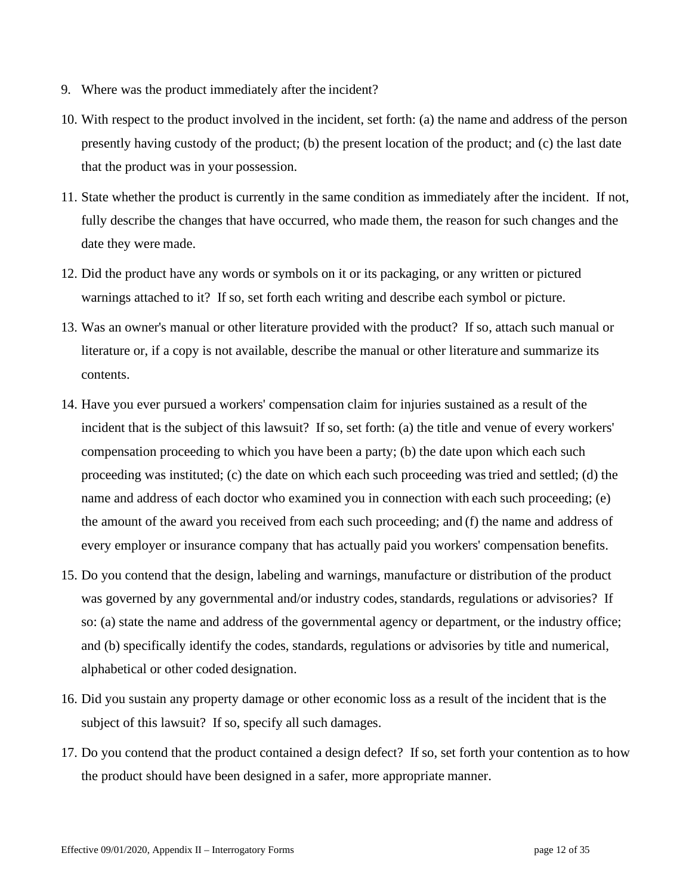9. Where was the product immediately after the incident?

10. With respect to the product involved in the incident, set forth: (a) the name and address of the person presently having custody of the product; (b) the present location of the product; and (c) the last date that the product was in your possession.

11. State whether the product is currently in the same condition as immediately after the incident. If not, fully describe the changes that have occurred, who made them, the reason for such changes and the date they were made.

12. Did the product have any words or symbols on it or its packaging, or any written or pictured warnings attached to it? If so, set forth each writing and describe each symbol or picture.

13. Was an owner's manual or other literature provided with the product? If so, attach such manual or literature or, if a copy is not available, describe the manual or other literature and summarize its contents.

14. Have you ever pursued a workers' compensation claim for injuries sustained as a result of the incident that is the subject of this lawsuit? If so, set forth: (a) the title and venue of every workers' compensation proceeding to which you have been a party; (b) the date upon which each such proceeding was instituted; (c) the date on which each such proceeding was tried and settled; (d) the name and address of each doctor who examined you in connection with each such proceeding; (e) the amount of the award you received from each such proceeding; and (f) the name and address of every employer or insurance company that has actually paid you workers' compensation benefits.

15. Do you contend that the design, labeling and warnings, manufacture or distribution of the product was governed by any governmental and/or industry codes, standards, regulations or advisories? If so: (a) state the name and address of the governmental agency or department, or the industry office; and (b) specifically identify the codes, standards, regulations or advisories by title and numerical, alphabetical or other coded designation.

16. Did you sustain any property damage or other economic loss as a result of the incident that is the subject of this lawsuit? If so, specify all such damages.

17. Do you contend that the product contained a design defect? If so, set forth your contention as to how the product should have been designed in a safer, more appropriate manner.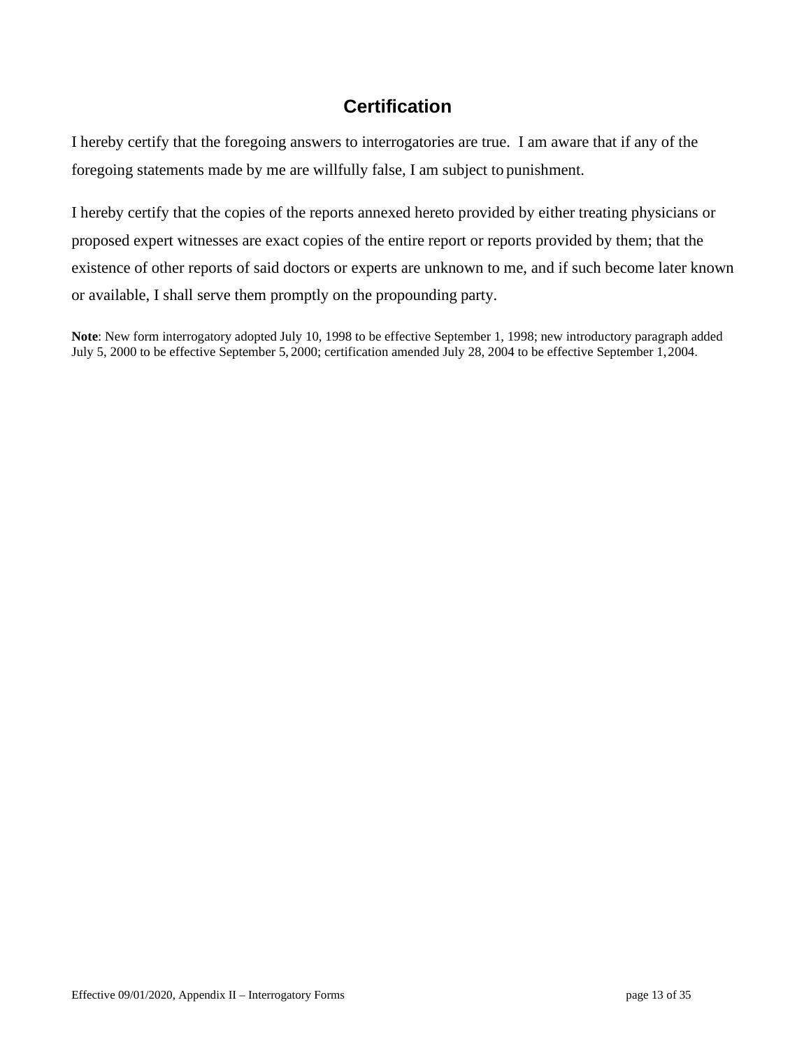## Certification

I hereby certify that the foregoing answers to interrogatories are true. I am aware that if any of the foregoing statements made by me are willfully false, I am subject to punishment.

I hereby certify that the copies of the reports annexed hereto provided by either treating physicians or proposed expert witnesses are exact copies of the entire report or reports provided by them; that the existence of other reports of said doctors or experts are unknown to me, and if such become later known or available, I shall serve them promptly on the propounding party.

**Note**: New form interrogatory adopted July 10, 1998 to be effective September 1, 1998; new introductory paragraph added July 5, 2000 to be effective September 5, 2000; certification amended July 28, 2004 to be effective September 1, 2004.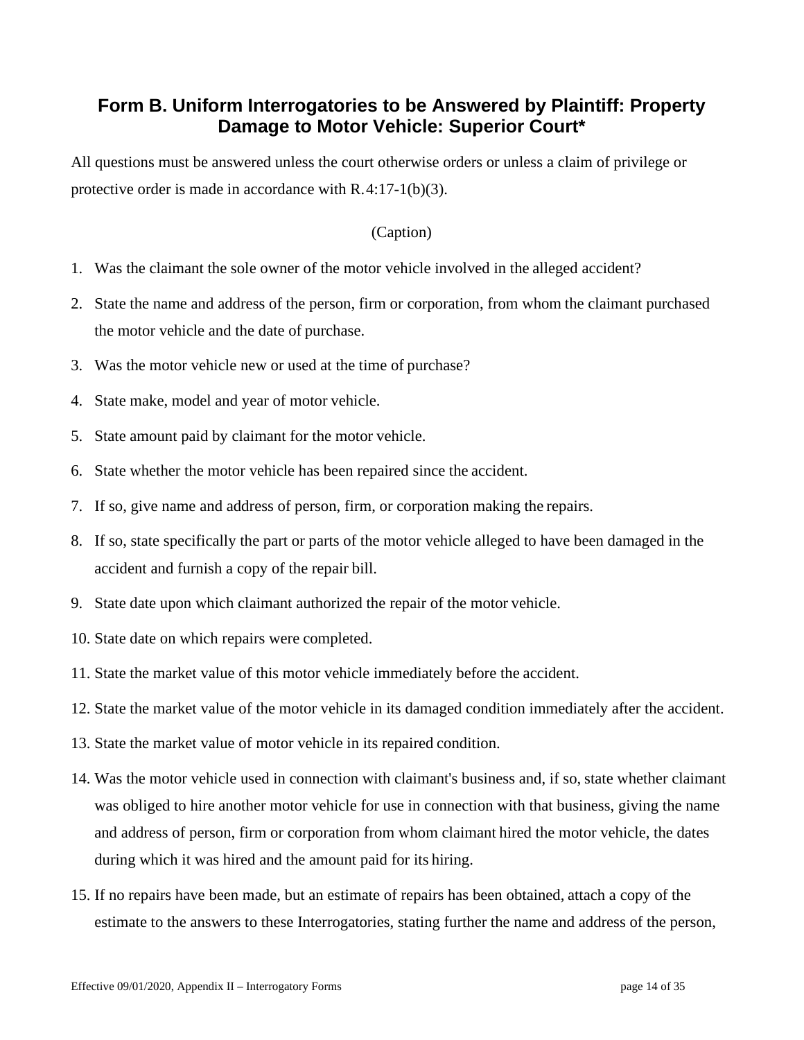## Form B. Uniform Interrogatories to be Answered by Plaintiff: Property Damage to Motor Vehicle: Superior Court*

All questions must be answered unless the court otherwise orders or unless a claim of privilege or protective order is made in accordance with R. 4:17-1(b)(3).

(Caption)

1. Was the claimant the sole owner of the motor vehicle involved in the alleged accident?
2. State the name and address of the person, firm or corporation, from whom the claimant purchased the motor vehicle and the date of purchase.
3. Was the motor vehicle new or used at the time of purchase?
4. State make, model and year of motor vehicle.
5. State amount paid by claimant for the motor vehicle.
6. State whether the motor vehicle has been repaired since the accident.
7. If so, give name and address of person, firm, or corporation making the repairs.
8. If so, state specifically the part or parts of the motor vehicle alleged to have been damaged in the accident and furnish a copy of the repair bill.
9. State date upon which claimant authorized the repair of the motor vehicle.
10. State date on which repairs were completed.
11. State the market value of this motor vehicle immediately before the accident.
12. State the market value of the motor vehicle in its damaged condition immediately after the accident.
13. State the market value of motor vehicle in its repaired condition.
14. Was the motor vehicle used in connection with claimant's business and, if so, state whether claimant was obliged to hire another motor vehicle for use in connection with that business, giving the name and address of person, firm or corporation from whom claimant hired the motor vehicle, the dates during which it was hired and the amount paid for its hiring.
15. If no repairs have been made, but an estimate of repairs has been obtained, attach a copy of the estimate to the answers to these Interrogatories, stating further the name and address of the person,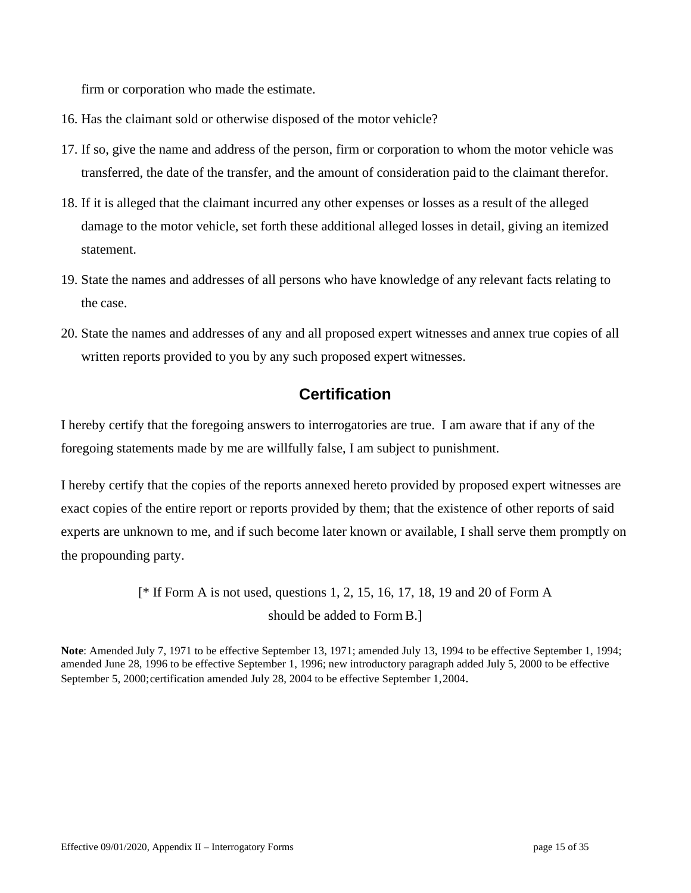firm or corporation who made the estimate.

16. Has the claimant sold or otherwise disposed of the motor vehicle?
17. If so, give the name and address of the person, firm or corporation to whom the motor vehicle was transferred, the date of the transfer, and the amount of consideration paid to the claimant therefor.
18. If it is alleged that the claimant incurred any other expenses or losses as a result of the alleged damage to the motor vehicle, set forth these additional alleged losses in detail, giving an itemized statement.
19. State the names and addresses of all persons who have knowledge of any relevant facts relating to the case.
20. State the names and addresses of any and all proposed expert witnesses and annex true copies of all written reports provided to you by any such proposed expert witnesses.

## Certification

I hereby certify that the foregoing answers to interrogatories are true. I am aware that if any of the foregoing statements made by me are willfully false, I am subject to punishment.

I hereby certify that the copies of the reports annexed hereto provided by proposed expert witnesses are exact copies of the entire report or reports provided by them; that the existence of other reports of said experts are unknown to me, and if such become later known or available, I shall serve them promptly on the propounding party.

[* If Form A is not used, questions 1, 2, 15, 16, 17, 18, 19 and 20 of Form A should be added to Form B.]

**Note**: Amended July 7, 1971 to be effective September 13, 1971; amended July 13, 1994 to be effective September 1, 1994; amended June 28, 1996 to be effective September 1, 1996; new introductory paragraph added July 5, 2000 to be effective September 5, 2000; certification amended July 28, 2004 to be effective September 1, 2004.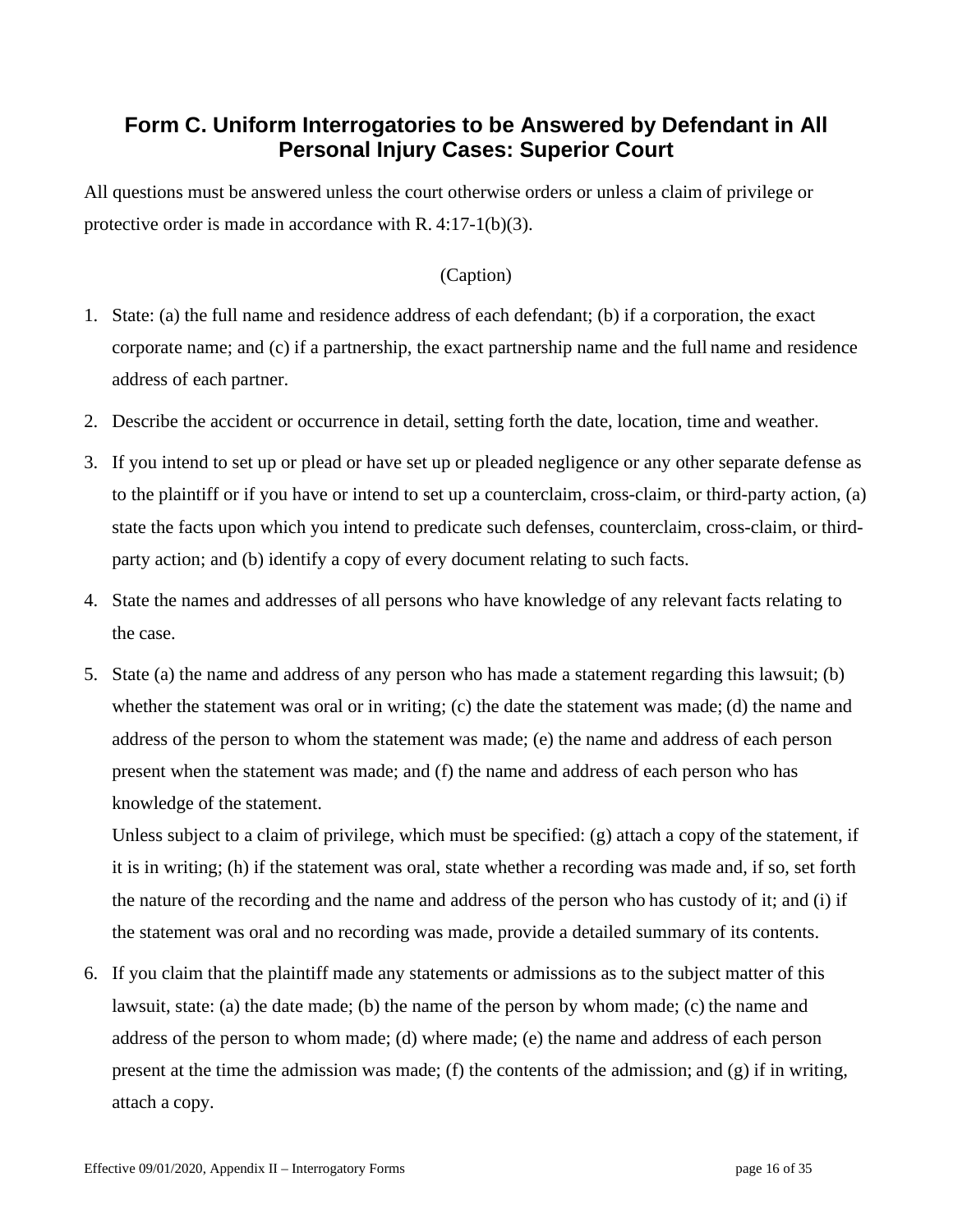## Form C. Uniform Interrogatories to be Answered by Defendant in All Personal Injury Cases: Superior Court

All questions must be answered unless the court otherwise orders or unless a claim of privilege or protective order is made in accordance with R. 4:17-1(b)(3).

(Caption)

1. State: (a) the full name and residence address of each defendant; (b) if a corporation, the exact corporate name; and (c) if a partnership, the exact partnership name and the full name and residence address of each partner.

2. Describe the accident or occurrence in detail, setting forth the date, location, time and weather.

3. If you intend to set up or plead or have set up or pleaded negligence or any other separate defense as to the plaintiff or if you have or intend to set up a counterclaim, cross-claim, or third-party action, (a) state the facts upon which you intend to predicate such defenses, counterclaim, cross-claim, or third-party action; and (b) identify a copy of every document relating to such facts.

4. State the names and addresses of all persons who have knowledge of any relevant facts relating to the case.

5. State (a) the name and address of any person who has made a statement regarding this lawsuit; (b) whether the statement was oral or in writing; (c) the date the statement was made; (d) the name and address of the person to whom the statement was made; (e) the name and address of each person present when the statement was made; and (f) the name and address of each person who has knowledge of the statement.

   Unless subject to a claim of privilege, which must be specified: (g) attach a copy of the statement, if it is in writing; (h) if the statement was oral, state whether a recording was made and, if so, set forth the nature of the recording and the name and address of the person who has custody of it; and (i) if the statement was oral and no recording was made, provide a detailed summary of its contents.

6. If you claim that the plaintiff made any statements or admissions as to the subject matter of this lawsuit, state: (a) the date made; (b) the name of the person by whom made; (c) the name and address of the person to whom made; (d) where made; (e) the name and address of each person present at the time the admission was made; (f) the contents of the admission; and (g) if in writing, attach a copy.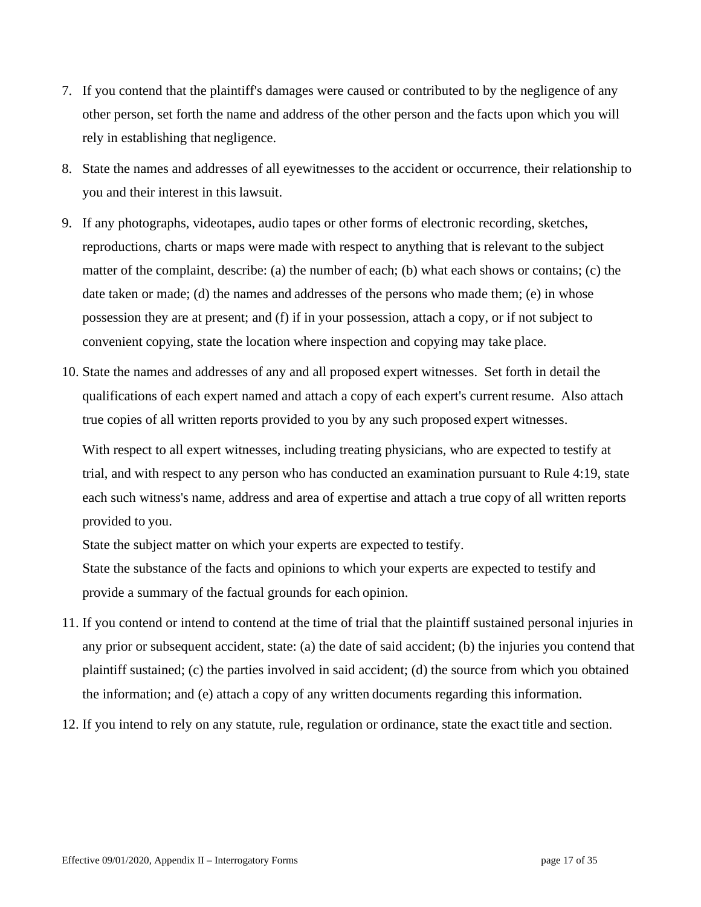7. If you contend that the plaintiff's damages were caused or contributed to by the negligence of any other person, set forth the name and address of the other person and the facts upon which you will rely in establishing that negligence.

8. State the names and addresses of all eyewitnesses to the accident or occurrence, their relationship to you and their interest in this lawsuit.

9. If any photographs, videotapes, audio tapes or other forms of electronic recording, sketches, reproductions, charts or maps were made with respect to anything that is relevant to the subject matter of the complaint, describe: (a) the number of each; (b) what each shows or contains; (c) the date taken or made; (d) the names and addresses of the persons who made them; (e) in whose possession they are at present; and (f) if in your possession, attach a copy, or if not subject to convenient copying, state the location where inspection and copying may take place.

10. State the names and addresses of any and all proposed expert witnesses. Set forth in detail the qualifications of each expert named and attach a copy of each expert's current resume. Also attach true copies of all written reports provided to you by any such proposed expert witnesses.

    With respect to all expert witnesses, including treating physicians, who are expected to testify at trial, and with respect to any person who has conducted an examination pursuant to Rule 4:19, state each such witness's name, address and area of expertise and attach a true copy of all written reports provided to you.

    State the subject matter on which your experts are expected to testify.

    State the substance of the facts and opinions to which your experts are expected to testify and provide a summary of the factual grounds for each opinion.

11. If you contend or intend to contend at the time of trial that the plaintiff sustained personal injuries in any prior or subsequent accident, state: (a) the date of said accident; (b) the injuries you contend that plaintiff sustained; (c) the parties involved in said accident; (d) the source from which you obtained the information; and (e) attach a copy of any written documents regarding this information.

12. If you intend to rely on any statute, rule, regulation or ordinance, state the exact title and section.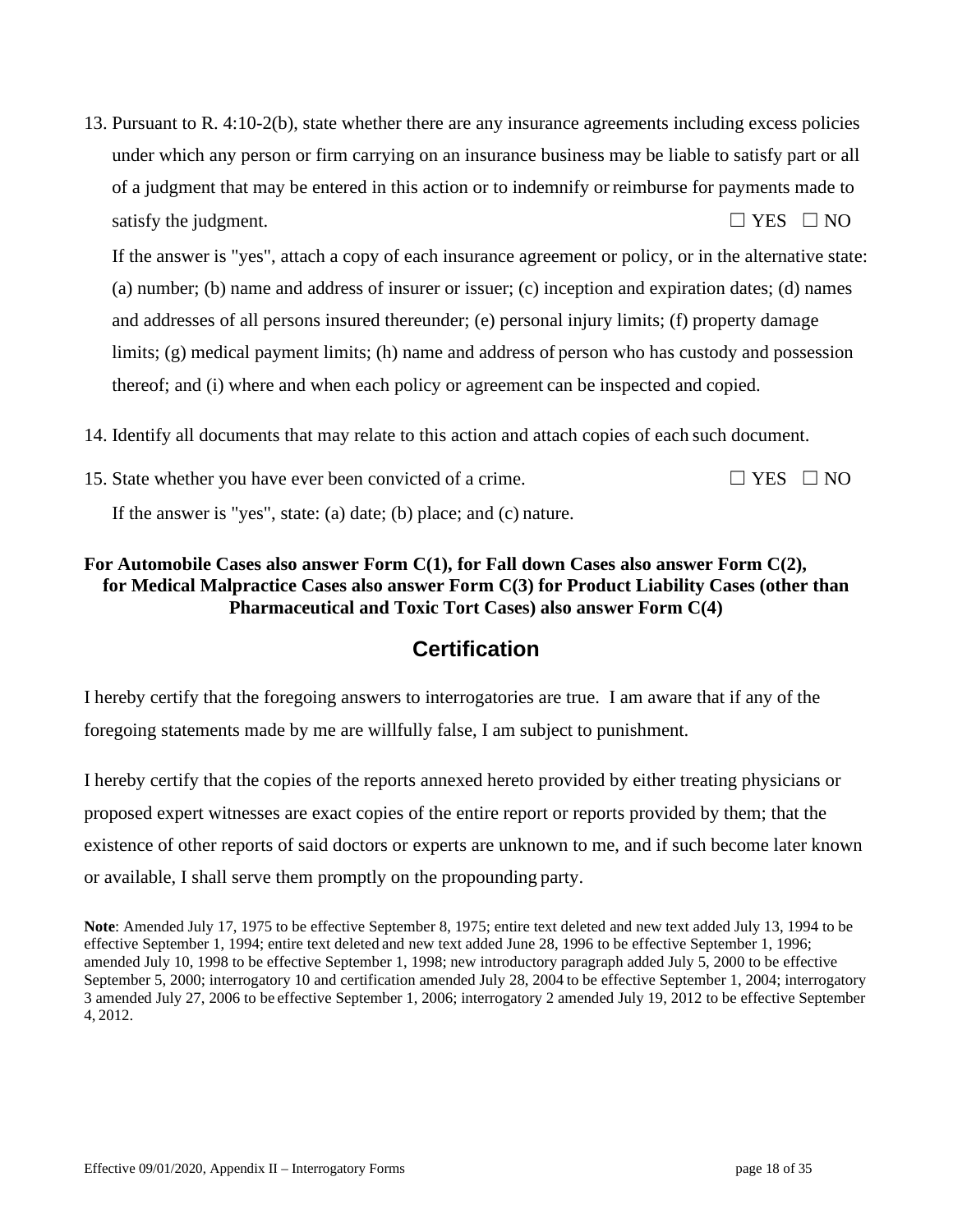13. Pursuant to R. 4:10-2(b), state whether there are any insurance agreements including excess policies under which any person or firm carrying on an insurance business may be liable to satisfy part or all of a judgment that may be entered in this action or to indemnify or reimburse for payments made to satisfy the judgment. ☐ YES ☐ NO

    If the answer is "yes", attach a copy of each insurance agreement or policy, or in the alternative state: (a) number; (b) name and address of insurer or issuer; (c) inception and expiration dates; (d) names and addresses of all persons insured thereunder; (e) personal injury limits; (f) property damage limits; (g) medical payment limits; (h) name and address of person who has custody and possession thereof; and (i) where and when each policy or agreement can be inspected and copied.

14. Identify all documents that may relate to this action and attach copies of each such document.

15. State whether you have ever been convicted of a crime. ☐ YES ☐ NO

    If the answer is "yes", state: (a) date; (b) place; and (c) nature.

**For Automobile Cases also answer Form C(1), for Fall down Cases also answer Form C(2), for Medical Malpractice Cases also answer Form C(3) for Product Liability Cases (other than Pharmaceutical and Toxic Tort Cases) also answer Form C(4)**

## Certification

I hereby certify that the foregoing answers to interrogatories are true. I am aware that if any of the foregoing statements made by me are willfully false, I am subject to punishment.

I hereby certify that the copies of the reports annexed hereto provided by either treating physicians or proposed expert witnesses are exact copies of the entire report or reports provided by them; that the existence of other reports of said doctors or experts are unknown to me, and if such become later known or available, I shall serve them promptly on the propounding party.

**Note**: Amended July 17, 1975 to be effective September 8, 1975; entire text deleted and new text added July 13, 1994 to be effective September 1, 1994; entire text deleted and new text added June 28, 1996 to be effective September 1, 1996; amended July 10, 1998 to be effective September 1, 1998; new introductory paragraph added July 5, 2000 to be effective September 5, 2000; interrogatory 10 and certification amended July 28, 2004 to be effective September 1, 2004; interrogatory 3 amended July 27, 2006 to be effective September 1, 2006; interrogatory 2 amended July 19, 2012 to be effective September 4, 2012.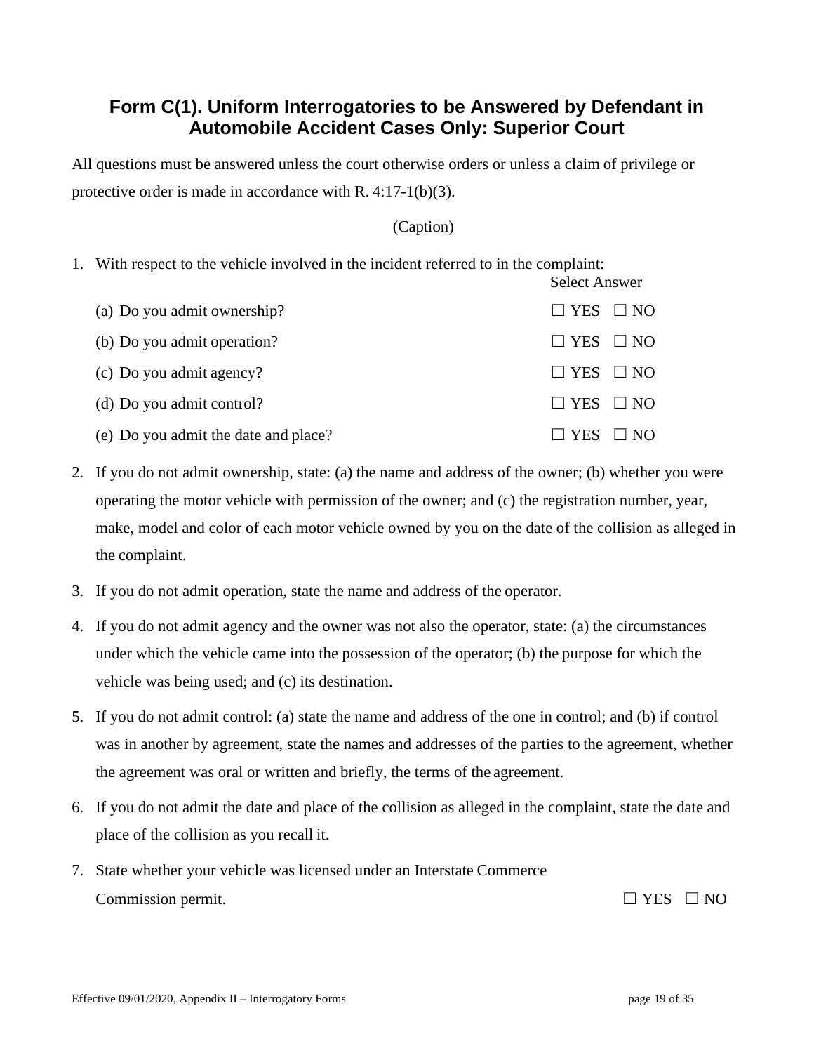## Form C(1). Uniform Interrogatories to be Answered by Defendant in Automobile Accident Cases Only: Superior Court

All questions must be answered unless the court otherwise orders or unless a claim of privilege or protective order is made in accordance with R. 4:17-1(b)(3).

(Caption)

1. With respect to the vehicle involved in the incident referred to in the complaint:

| | Select Answer |
|---|---|
| (a) Do you admit ownership? | ☐ YES ☐ NO |
| (b) Do you admit operation? | ☐ YES ☐ NO |
| (c) Do you admit agency? | ☐ YES ☐ NO |
| (d) Do you admit control? | ☐ YES ☐ NO |
| (e) Do you admit the date and place? | ☐ YES ☐ NO |

2. If you do not admit ownership, state: (a) the name and address of the owner; (b) whether you were operating the motor vehicle with permission of the owner; and (c) the registration number, year, make, model and color of each motor vehicle owned by you on the date of the collision as alleged in the complaint.

3. If you do not admit operation, state the name and address of the operator.

4. If you do not admit agency and the owner was not also the operator, state: (a) the circumstances under which the vehicle came into the possession of the operator; (b) the purpose for which the vehicle was being used; and (c) its destination.

5. If you do not admit control: (a) state the name and address of the one in control; and (b) if control was in another by agreement, state the names and addresses of the parties to the agreement, whether the agreement was oral or written and briefly, the terms of the agreement.

6. If you do not admit the date and place of the collision as alleged in the complaint, state the date and place of the collision as you recall it.

7. State whether your vehicle was licensed under an Interstate Commerce Commission permit. ☐ YES ☐ NO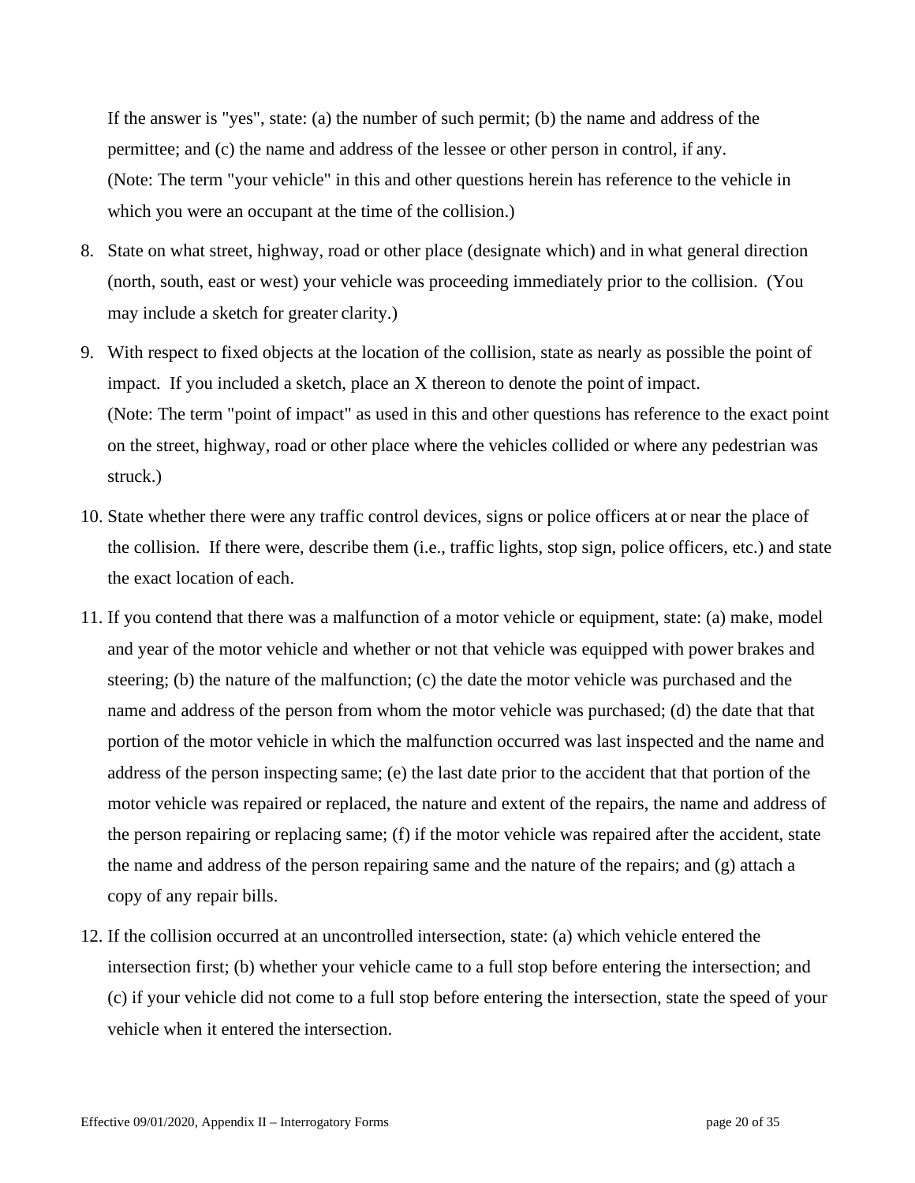If the answer is "yes", state: (a) the number of such permit; (b) the name and address of the permittee; and (c) the name and address of the lessee or other person in control, if any.
(Note: The term "your vehicle" in this and other questions herein has reference to the vehicle in which you were an occupant at the time of the collision.)

8. State on what street, highway, road or other place (designate which) and in what general direction (north, south, east or west) your vehicle was proceeding immediately prior to the collision. (You may include a sketch for greater clarity.)

9. With respect to fixed objects at the location of the collision, state as nearly as possible the point of impact. If you included a sketch, place an X thereon to denote the point of impact.
(Note: The term "point of impact" as used in this and other questions has reference to the exact point on the street, highway, road or other place where the vehicles collided or where any pedestrian was struck.)

10. State whether there were any traffic control devices, signs or police officers at or near the place of the collision. If there were, describe them (i.e., traffic lights, stop sign, police officers, etc.) and state the exact location of each.

11. If you contend that there was a malfunction of a motor vehicle or equipment, state: (a) make, model and year of the motor vehicle and whether or not that vehicle was equipped with power brakes and steering; (b) the nature of the malfunction; (c) the date the motor vehicle was purchased and the name and address of the person from whom the motor vehicle was purchased; (d) the date that that portion of the motor vehicle in which the malfunction occurred was last inspected and the name and address of the person inspecting same; (e) the last date prior to the accident that that portion of the motor vehicle was repaired or replaced, the nature and extent of the repairs, the name and address of the person repairing or replacing same; (f) if the motor vehicle was repaired after the accident, state the name and address of the person repairing same and the nature of the repairs; and (g) attach a copy of any repair bills.

12. If the collision occurred at an uncontrolled intersection, state: (a) which vehicle entered the intersection first; (b) whether your vehicle came to a full stop before entering the intersection; and (c) if your vehicle did not come to a full stop before entering the intersection, state the speed of your vehicle when it entered the intersection.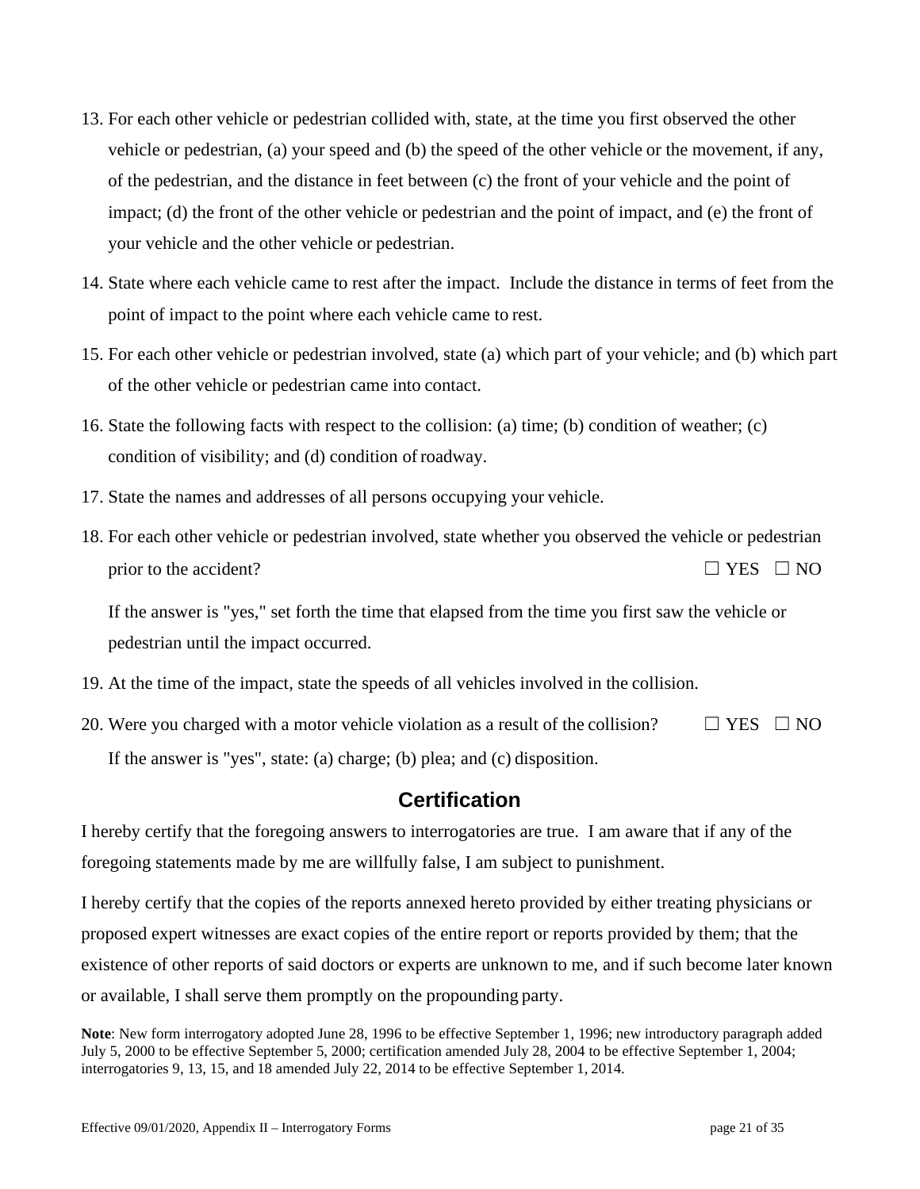13. For each other vehicle or pedestrian collided with, state, at the time you first observed the other vehicle or pedestrian, (a) your speed and (b) the speed of the other vehicle or the movement, if any, of the pedestrian, and the distance in feet between (c) the front of your vehicle and the point of impact; (d) the front of the other vehicle or pedestrian and the point of impact, and (e) the front of your vehicle and the other vehicle or pedestrian.

14. State where each vehicle came to rest after the impact. Include the distance in terms of feet from the point of impact to the point where each vehicle came to rest.

15. For each other vehicle or pedestrian involved, state (a) which part of your vehicle; and (b) which part of the other vehicle or pedestrian came into contact.

16. State the following facts with respect to the collision: (a) time; (b) condition of weather; (c) condition of visibility; and (d) condition of roadway.

17. State the names and addresses of all persons occupying your vehicle.

18. For each other vehicle or pedestrian involved, state whether you observed the vehicle or pedestrian prior to the accident? ☐ YES ☐ NO

    If the answer is "yes," set forth the time that elapsed from the time you first saw the vehicle or pedestrian until the impact occurred.

19. At the time of the impact, state the speeds of all vehicles involved in the collision.

20. Were you charged with a motor vehicle violation as a result of the collision? ☐ YES ☐ NO

    If the answer is "yes", state: (a) charge; (b) plea; and (c) disposition.

## Certification

I hereby certify that the foregoing answers to interrogatories are true. I am aware that if any of the foregoing statements made by me are willfully false, I am subject to punishment.

I hereby certify that the copies of the reports annexed hereto provided by either treating physicians or proposed expert witnesses are exact copies of the entire report or reports provided by them; that the existence of other reports of said doctors or experts are unknown to me, and if such become later known or available, I shall serve them promptly on the propounding party.

**Note**: New form interrogatory adopted June 28, 1996 to be effective September 1, 1996; new introductory paragraph added July 5, 2000 to be effective September 5, 2000; certification amended July 28, 2004 to be effective September 1, 2004; interrogatories 9, 13, 15, and 18 amended July 22, 2014 to be effective September 1, 2014.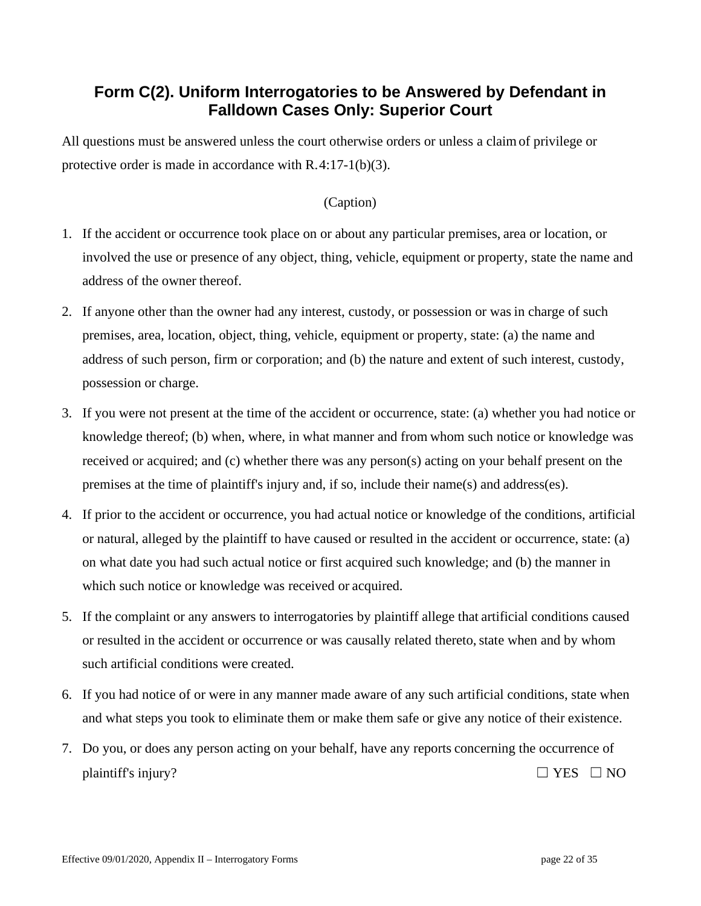## Form C(2). Uniform Interrogatories to be Answered by Defendant in Falldown Cases Only: Superior Court

All questions must be answered unless the court otherwise orders or unless a claim of privilege or protective order is made in accordance with R. 4:17-1(b)(3).

(Caption)

1. If the accident or occurrence took place on or about any particular premises, area or location, or involved the use or presence of any object, thing, vehicle, equipment or property, state the name and address of the owner thereof.
2. If anyone other than the owner had any interest, custody, or possession or was in charge of such premises, area, location, object, thing, vehicle, equipment or property, state: (a) the name and address of such person, firm or corporation; and (b) the nature and extent of such interest, custody, possession or charge.
3. If you were not present at the time of the accident or occurrence, state: (a) whether you had notice or knowledge thereof; (b) when, where, in what manner and from whom such notice or knowledge was received or acquired; and (c) whether there was any person(s) acting on your behalf present on the premises at the time of plaintiff's injury and, if so, include their name(s) and address(es).
4. If prior to the accident or occurrence, you had actual notice or knowledge of the conditions, artificial or natural, alleged by the plaintiff to have caused or resulted in the accident or occurrence, state: (a) on what date you had such actual notice or first acquired such knowledge; and (b) the manner in which such notice or knowledge was received or acquired.
5. If the complaint or any answers to interrogatories by plaintiff allege that artificial conditions caused or resulted in the accident or occurrence or was causally related thereto, state when and by whom such artificial conditions were created.
6. If you had notice of or were in any manner made aware of any such artificial conditions, state when and what steps you took to eliminate them or make them safe or give any notice of their existence.
7. Do you, or does any person acting on your behalf, have any reports concerning the occurrence of plaintiff's injury? ☐ YES ☐ NO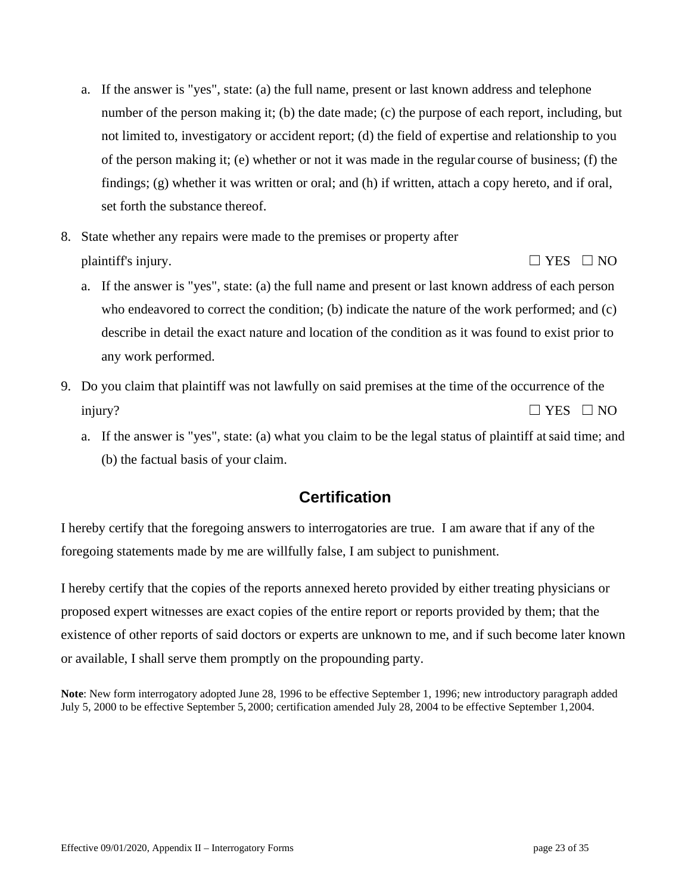a. If the answer is "yes", state: (a) the full name, present or last known address and telephone number of the person making it; (b) the date made; (c) the purpose of each report, including, but not limited to, investigatory or accident report; (d) the field of expertise and relationship to you of the person making it; (e) whether or not it was made in the regular course of business; (f) the findings; (g) whether it was written or oral; and (h) if written, attach a copy hereto, and if oral, set forth the substance thereof.

8. State whether any repairs were made to the premises or property after plaintiff's injury. ☐ YES ☐ NO

   a. If the answer is "yes", state: (a) the full name and present or last known address of each person who endeavored to correct the condition; (b) indicate the nature of the work performed; and (c) describe in detail the exact nature and location of the condition as it was found to exist prior to any work performed.

9. Do you claim that plaintiff was not lawfully on said premises at the time of the occurrence of the injury? ☐ YES ☐ NO

   a. If the answer is "yes", state: (a) what you claim to be the legal status of plaintiff at said time; and (b) the factual basis of your claim.

## Certification

I hereby certify that the foregoing answers to interrogatories are true. I am aware that if any of the foregoing statements made by me are willfully false, I am subject to punishment.

I hereby certify that the copies of the reports annexed hereto provided by either treating physicians or proposed expert witnesses are exact copies of the entire report or reports provided by them; that the existence of other reports of said doctors or experts are unknown to me, and if such become later known or available, I shall serve them promptly on the propounding party.

**Note**: New form interrogatory adopted June 28, 1996 to be effective September 1, 1996; new introductory paragraph added July 5, 2000 to be effective September 5, 2000; certification amended July 28, 2004 to be effective September 1, 2004.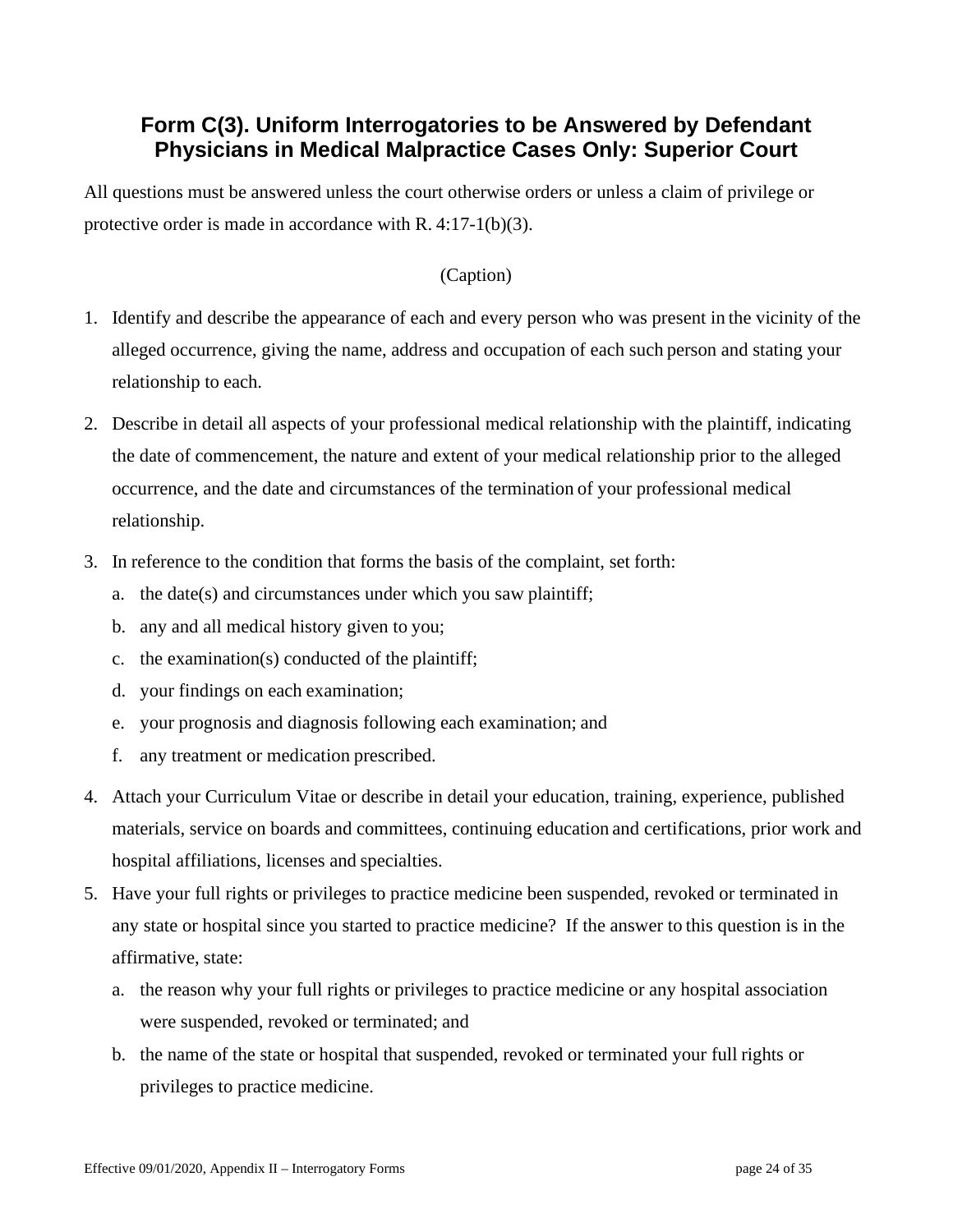## Form C(3). Uniform Interrogatories to be Answered by Defendant Physicians in Medical Malpractice Cases Only: Superior Court

All questions must be answered unless the court otherwise orders or unless a claim of privilege or protective order is made in accordance with R. 4:17-1(b)(3).

(Caption)

1. Identify and describe the appearance of each and every person who was present in the vicinity of the alleged occurrence, giving the name, address and occupation of each such person and stating your relationship to each.
2. Describe in detail all aspects of your professional medical relationship with the plaintiff, indicating the date of commencement, the nature and extent of your medical relationship prior to the alleged occurrence, and the date and circumstances of the termination of your professional medical relationship.
3. In reference to the condition that forms the basis of the complaint, set forth:
    a. the date(s) and circumstances under which you saw plaintiff;
    b. any and all medical history given to you;
    c. the examination(s) conducted of the plaintiff;
    d. your findings on each examination;
    e. your prognosis and diagnosis following each examination; and
    f. any treatment or medication prescribed.
4. Attach your Curriculum Vitae or describe in detail your education, training, experience, published materials, service on boards and committees, continuing education and certifications, prior work and hospital affiliations, licenses and specialties.
5. Have your full rights or privileges to practice medicine been suspended, revoked or terminated in any state or hospital since you started to practice medicine? If the answer to this question is in the affirmative, state:
    a. the reason why your full rights or privileges to practice medicine or any hospital association were suspended, revoked or terminated; and
    b. the name of the state or hospital that suspended, revoked or terminated your full rights or privileges to practice medicine.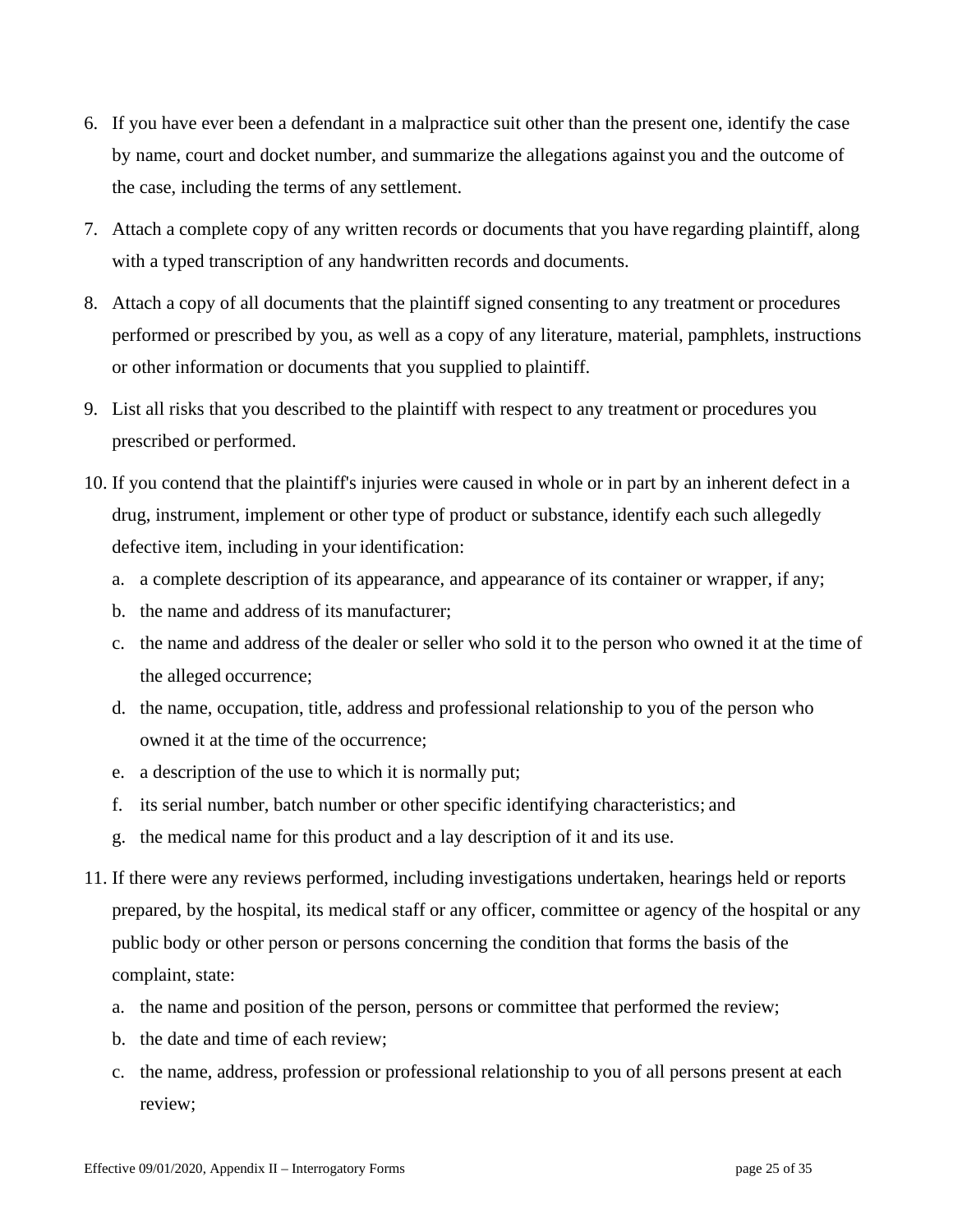6. If you have ever been a defendant in a malpractice suit other than the present one, identify the case by name, court and docket number, and summarize the allegations against you and the outcome of the case, including the terms of any settlement.

7. Attach a complete copy of any written records or documents that you have regarding plaintiff, along with a typed transcription of any handwritten records and documents.

8. Attach a copy of all documents that the plaintiff signed consenting to any treatment or procedures performed or prescribed by you, as well as a copy of any literature, material, pamphlets, instructions or other information or documents that you supplied to plaintiff.

9. List all risks that you described to the plaintiff with respect to any treatment or procedures you prescribed or performed.

10. If you contend that the plaintiff's injuries were caused in whole or in part by an inherent defect in a drug, instrument, implement or other type of product or substance, identify each such allegedly defective item, including in your identification:

    a. a complete description of its appearance, and appearance of its container or wrapper, if any;
    b. the name and address of its manufacturer;
    c. the name and address of the dealer or seller who sold it to the person who owned it at the time of the alleged occurrence;
    d. the name, occupation, title, address and professional relationship to you of the person who owned it at the time of the occurrence;
    e. a description of the use to which it is normally put;
    f. its serial number, batch number or other specific identifying characteristics; and
    g. the medical name for this product and a lay description of it and its use.

11. If there were any reviews performed, including investigations undertaken, hearings held or reports prepared, by the hospital, its medical staff or any officer, committee or agency of the hospital or any public body or other person or persons concerning the condition that forms the basis of the complaint, state:

    a. the name and position of the person, persons or committee that performed the review;
    b. the date and time of each review;
    c. the name, address, profession or professional relationship to you of all persons present at each review;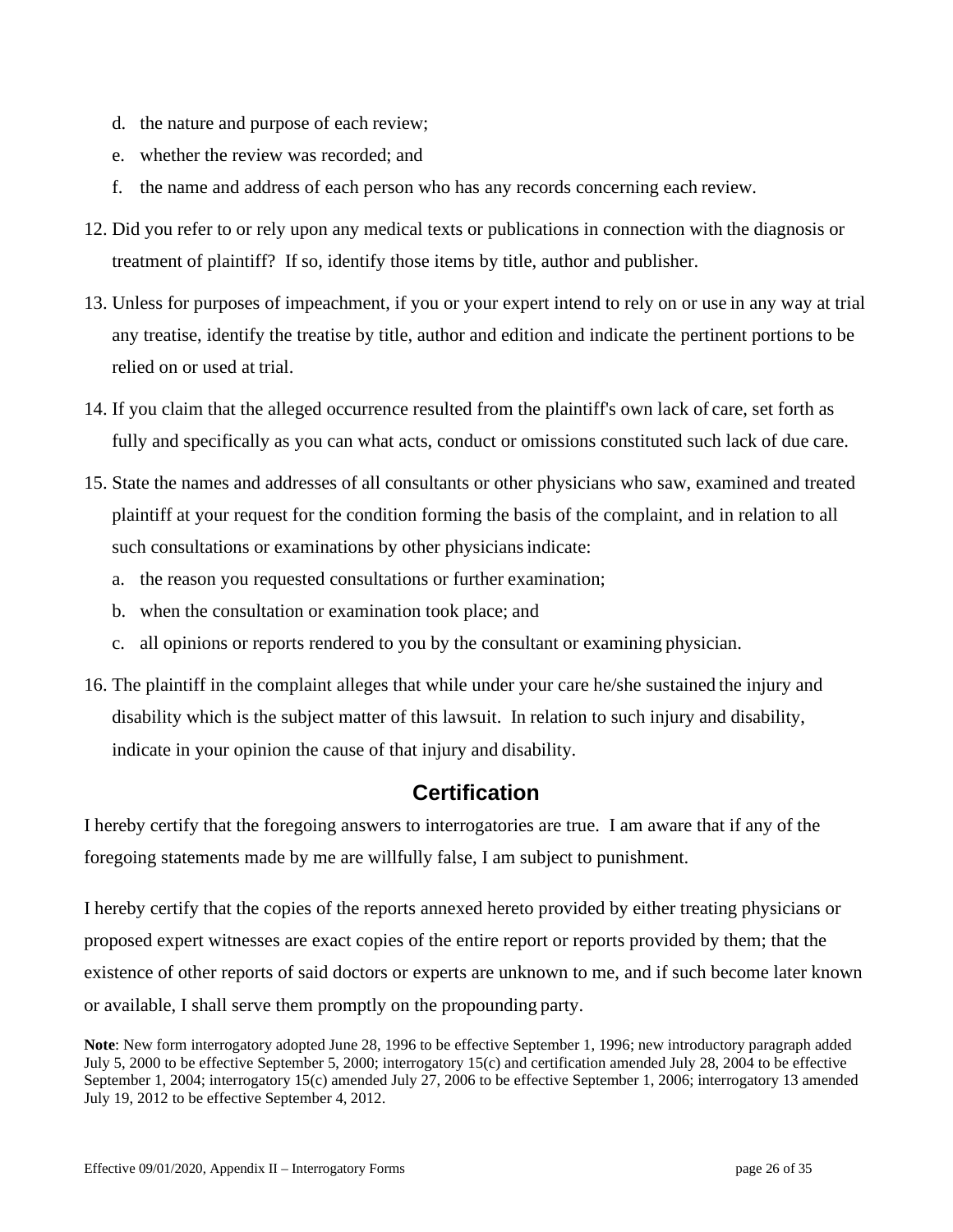d. the nature and purpose of each review;
e. whether the review was recorded; and
f. the name and address of each person who has any records concerning each review.

12. Did you refer to or rely upon any medical texts or publications in connection with the diagnosis or treatment of plaintiff? If so, identify those items by title, author and publisher.

13. Unless for purposes of impeachment, if you or your expert intend to rely on or use in any way at trial any treatise, identify the treatise by title, author and edition and indicate the pertinent portions to be relied on or used at trial.

14. If you claim that the alleged occurrence resulted from the plaintiff's own lack of care, set forth as fully and specifically as you can what acts, conduct or omissions constituted such lack of due care.

15. State the names and addresses of all consultants or other physicians who saw, examined and treated plaintiff at your request for the condition forming the basis of the complaint, and in relation to all such consultations or examinations by other physicians indicate:
    a. the reason you requested consultations or further examination;
    b. when the consultation or examination took place; and
    c. all opinions or reports rendered to you by the consultant or examining physician.

16. The plaintiff in the complaint alleges that while under your care he/she sustained the injury and disability which is the subject matter of this lawsuit. In relation to such injury and disability, indicate in your opinion the cause of that injury and disability.

## Certification

I hereby certify that the foregoing answers to interrogatories are true. I am aware that if any of the foregoing statements made by me are willfully false, I am subject to punishment.

I hereby certify that the copies of the reports annexed hereto provided by either treating physicians or proposed expert witnesses are exact copies of the entire report or reports provided by them; that the existence of other reports of said doctors or experts are unknown to me, and if such become later known or available, I shall serve them promptly on the propounding party.

**Note**: New form interrogatory adopted June 28, 1996 to be effective September 1, 1996; new introductory paragraph added July 5, 2000 to be effective September 5, 2000; interrogatory 15(c) and certification amended July 28, 2004 to be effective September 1, 2004; interrogatory 15(c) amended July 27, 2006 to be effective September 1, 2006; interrogatory 13 amended July 19, 2012 to be effective September 4, 2012.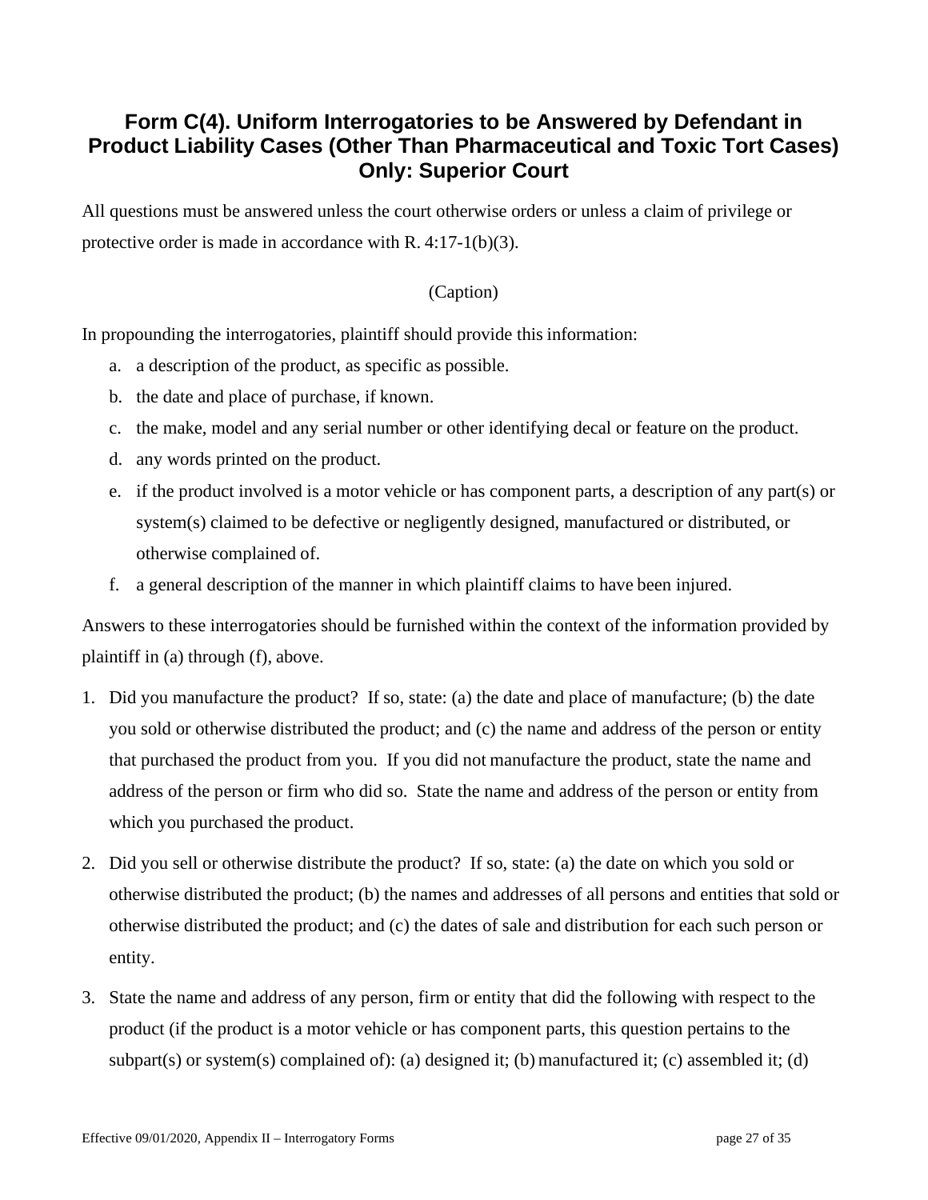## Form C(4). Uniform Interrogatories to be Answered by Defendant in Product Liability Cases (Other Than Pharmaceutical and Toxic Tort Cases) Only: Superior Court

All questions must be answered unless the court otherwise orders or unless a claim of privilege or protective order is made in accordance with R. 4:17-1(b)(3).

(Caption)

In propounding the interrogatories, plaintiff should provide this information:

a. a description of the product, as specific as possible.
b. the date and place of purchase, if known.
c. the make, model and any serial number or other identifying decal or feature on the product.
d. any words printed on the product.
e. if the product involved is a motor vehicle or has component parts, a description of any part(s) or system(s) claimed to be defective or negligently designed, manufactured or distributed, or otherwise complained of.
f. a general description of the manner in which plaintiff claims to have been injured.

Answers to these interrogatories should be furnished within the context of the information provided by plaintiff in (a) through (f), above.

1. Did you manufacture the product? If so, state: (a) the date and place of manufacture; (b) the date you sold or otherwise distributed the product; and (c) the name and address of the person or entity that purchased the product from you. If you did not manufacture the product, state the name and address of the person or firm who did so. State the name and address of the person or entity from which you purchased the product.

2. Did you sell or otherwise distribute the product? If so, state: (a) the date on which you sold or otherwise distributed the product; (b) the names and addresses of all persons and entities that sold or otherwise distributed the product; and (c) the dates of sale and distribution for each such person or entity.

3. State the name and address of any person, firm or entity that did the following with respect to the product (if the product is a motor vehicle or has component parts, this question pertains to the subpart(s) or system(s) complained of): (a) designed it; (b) manufactured it; (c) assembled it; (d)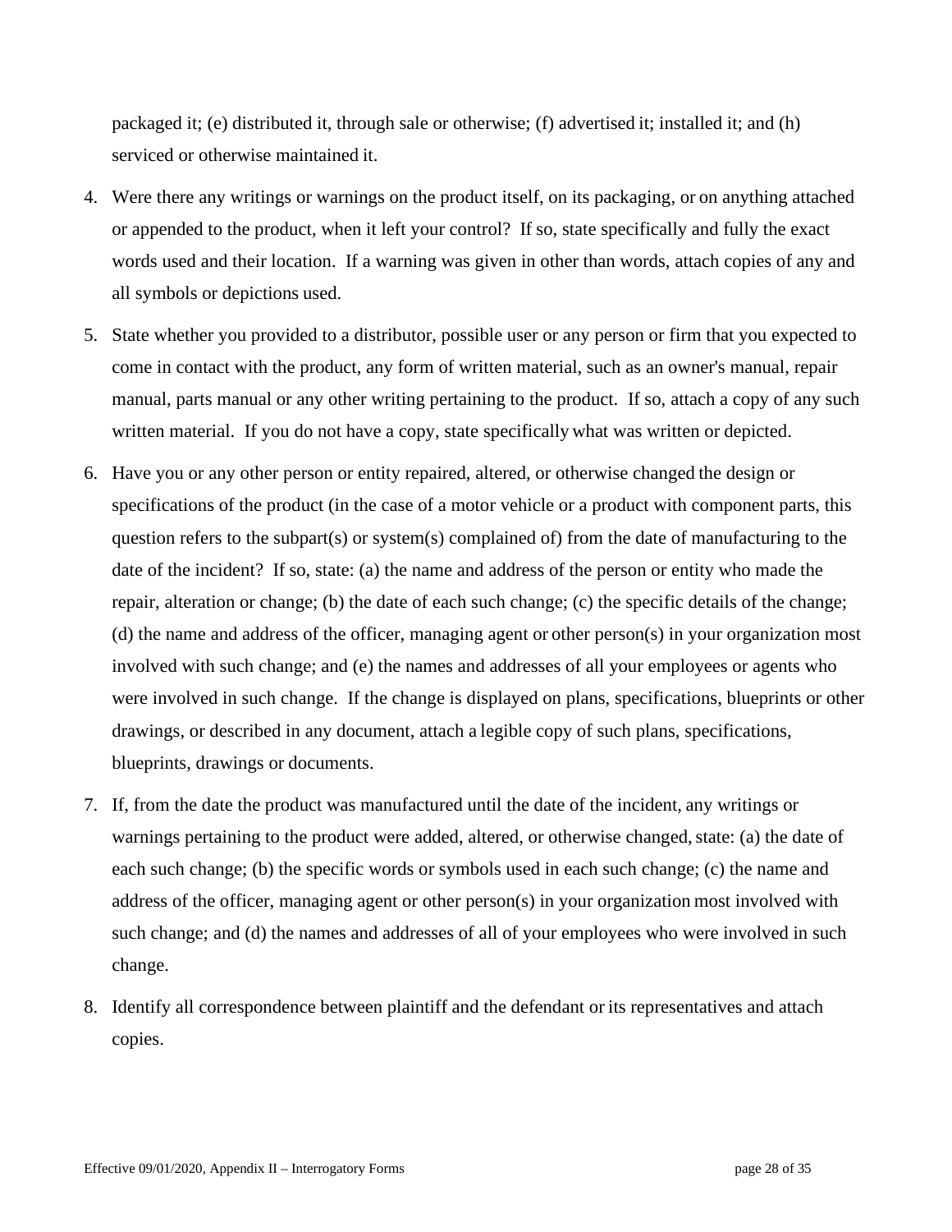packaged it; (e) distributed it, through sale or otherwise; (f) advertised it; installed it; and (h) serviced or otherwise maintained it.

4. Were there any writings or warnings on the product itself, on its packaging, or on anything attached or appended to the product, when it left your control? If so, state specifically and fully the exact words used and their location. If a warning was given in other than words, attach copies of any and all symbols or depictions used.

5. State whether you provided to a distributor, possible user or any person or firm that you expected to come in contact with the product, any form of written material, such as an owner's manual, repair manual, parts manual or any other writing pertaining to the product. If so, attach a copy of any such written material. If you do not have a copy, state specifically what was written or depicted.

6. Have you or any other person or entity repaired, altered, or otherwise changed the design or specifications of the product (in the case of a motor vehicle or a product with component parts, this question refers to the subpart(s) or system(s) complained of) from the date of manufacturing to the date of the incident? If so, state: (a) the name and address of the person or entity who made the repair, alteration or change; (b) the date of each such change; (c) the specific details of the change; (d) the name and address of the officer, managing agent or other person(s) in your organization most involved with such change; and (e) the names and addresses of all your employees or agents who were involved in such change. If the change is displayed on plans, specifications, blueprints or other drawings, or described in any document, attach a legible copy of such plans, specifications, blueprints, drawings or documents.

7. If, from the date the product was manufactured until the date of the incident, any writings or warnings pertaining to the product were added, altered, or otherwise changed, state: (a) the date of each such change; (b) the specific words or symbols used in each such change; (c) the name and address of the officer, managing agent or other person(s) in your organization most involved with such change; and (d) the names and addresses of all of your employees who were involved in such change.

8. Identify all correspondence between plaintiff and the defendant or its representatives and attach copies.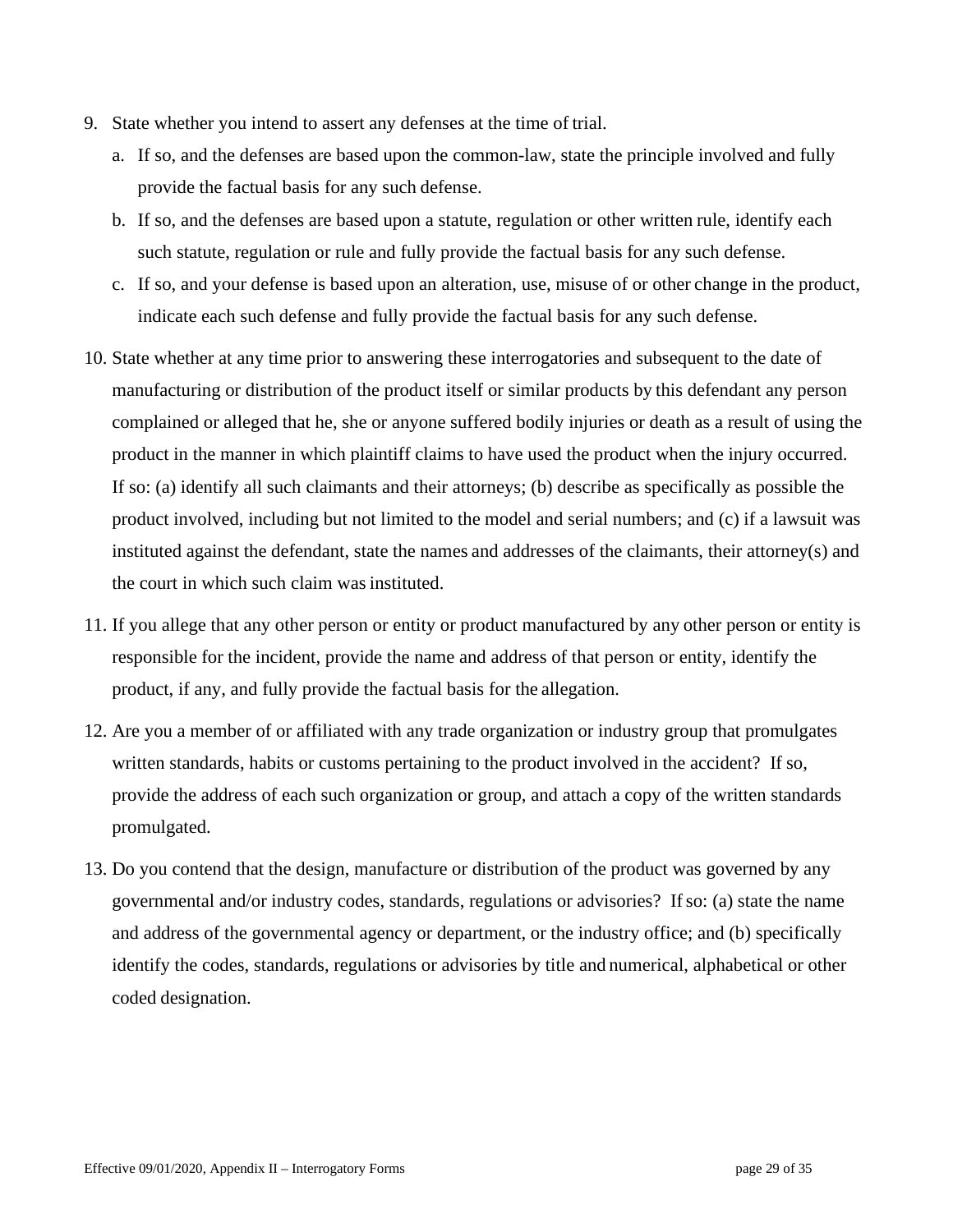9. State whether you intend to assert any defenses at the time of trial.
   a. If so, and the defenses are based upon the common-law, state the principle involved and fully provide the factual basis for any such defense.
   b. If so, and the defenses are based upon a statute, regulation or other written rule, identify each such statute, regulation or rule and fully provide the factual basis for any such defense.
   c. If so, and your defense is based upon an alteration, use, misuse of or other change in the product, indicate each such defense and fully provide the factual basis for any such defense.

10. State whether at any time prior to answering these interrogatories and subsequent to the date of manufacturing or distribution of the product itself or similar products by this defendant any person complained or alleged that he, she or anyone suffered bodily injuries or death as a result of using the product in the manner in which plaintiff claims to have used the product when the injury occurred. If so: (a) identify all such claimants and their attorneys; (b) describe as specifically as possible the product involved, including but not limited to the model and serial numbers; and (c) if a lawsuit was instituted against the defendant, state the names and addresses of the claimants, their attorney(s) and the court in which such claim was instituted.

11. If you allege that any other person or entity or product manufactured by any other person or entity is responsible for the incident, provide the name and address of that person or entity, identify the product, if any, and fully provide the factual basis for the allegation.

12. Are you a member of or affiliated with any trade organization or industry group that promulgates written standards, habits or customs pertaining to the product involved in the accident? If so, provide the address of each such organization or group, and attach a copy of the written standards promulgated.

13. Do you contend that the design, manufacture or distribution of the product was governed by any governmental and/or industry codes, standards, regulations or advisories? If so: (a) state the name and address of the governmental agency or department, or the industry office; and (b) specifically identify the codes, standards, regulations or advisories by title and numerical, alphabetical or other coded designation.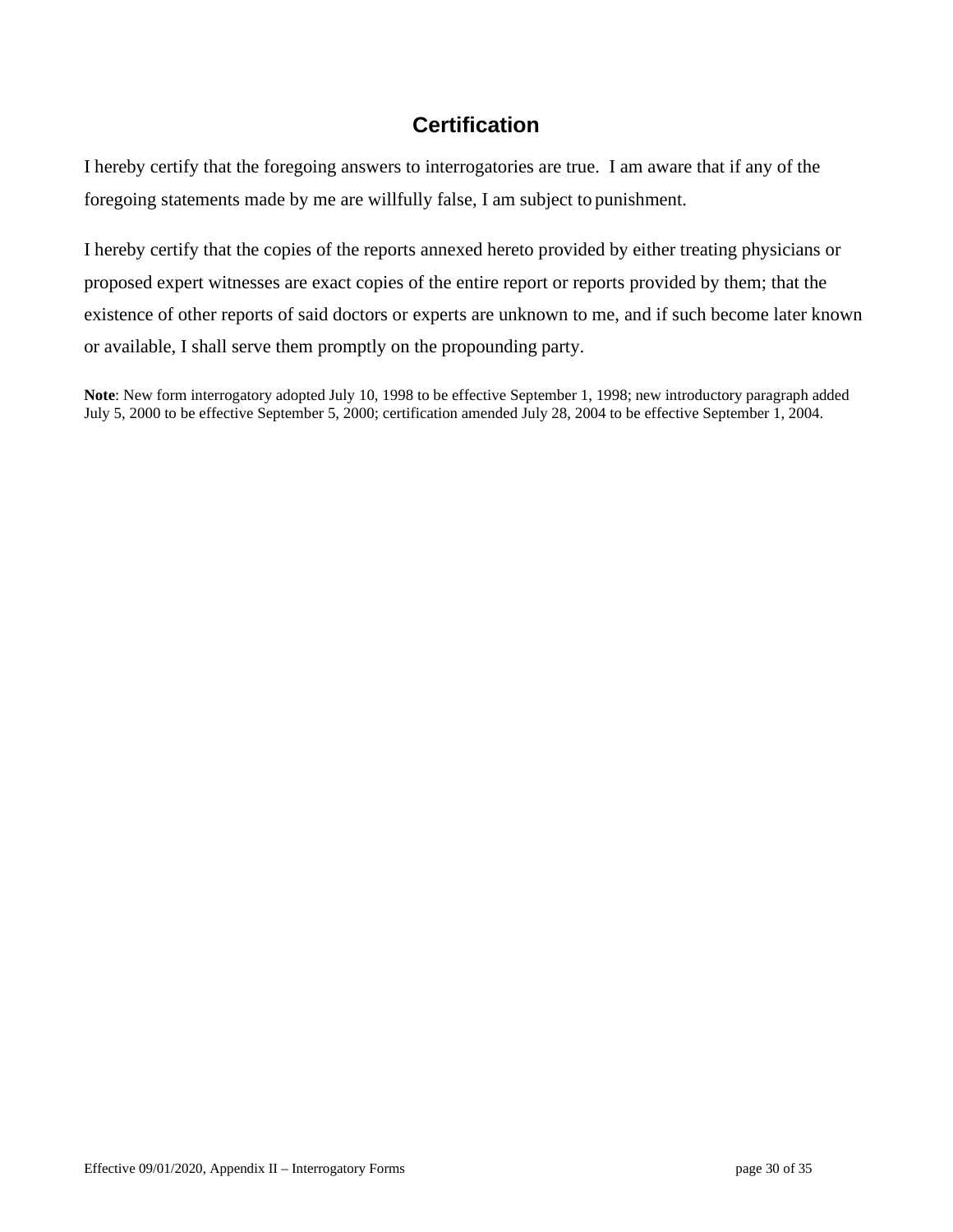## Certification

I hereby certify that the foregoing answers to interrogatories are true. I am aware that if any of the foregoing statements made by me are willfully false, I am subject to punishment.

I hereby certify that the copies of the reports annexed hereto provided by either treating physicians or proposed expert witnesses are exact copies of the entire report or reports provided by them; that the existence of other reports of said doctors or experts are unknown to me, and if such become later known or available, I shall serve them promptly on the propounding party.

**Note**: New form interrogatory adopted July 10, 1998 to be effective September 1, 1998; new introductory paragraph added July 5, 2000 to be effective September 5, 2000; certification amended July 28, 2004 to be effective September 1, 2004.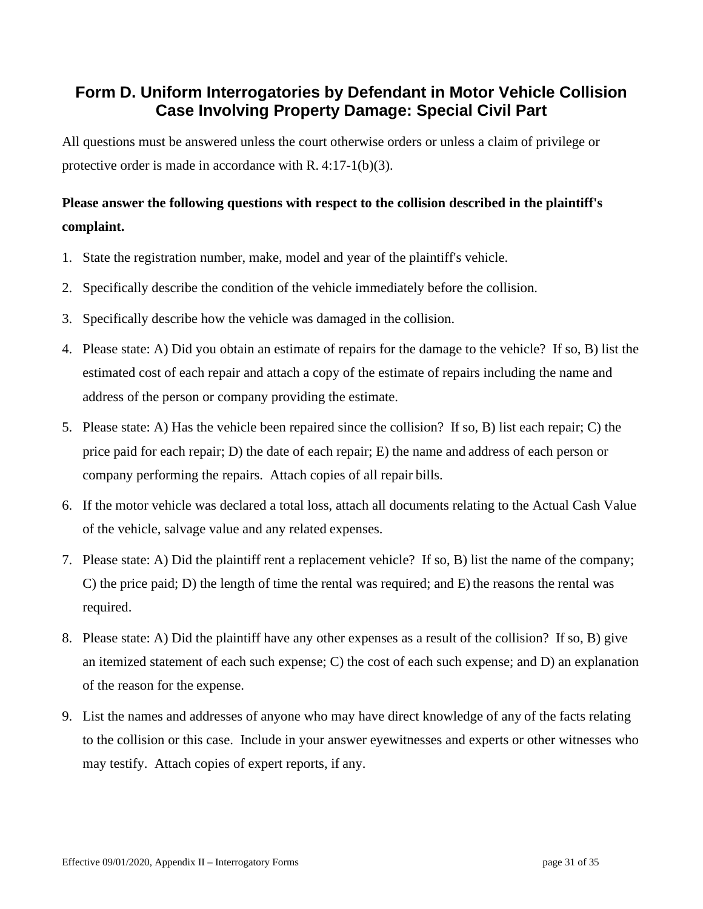## Form D. Uniform Interrogatories by Defendant in Motor Vehicle Collision Case Involving Property Damage: Special Civil Part

All questions must be answered unless the court otherwise orders or unless a claim of privilege or protective order is made in accordance with R. 4:17-1(b)(3).

**Please answer the following questions with respect to the collision described in the plaintiff's complaint.**

1. State the registration number, make, model and year of the plaintiff's vehicle.
2. Specifically describe the condition of the vehicle immediately before the collision.
3. Specifically describe how the vehicle was damaged in the collision.
4. Please state: A) Did you obtain an estimate of repairs for the damage to the vehicle? If so, B) list the estimated cost of each repair and attach a copy of the estimate of repairs including the name and address of the person or company providing the estimate.
5. Please state: A) Has the vehicle been repaired since the collision? If so, B) list each repair; C) the price paid for each repair; D) the date of each repair; E) the name and address of each person or company performing the repairs. Attach copies of all repair bills.
6. If the motor vehicle was declared a total loss, attach all documents relating to the Actual Cash Value of the vehicle, salvage value and any related expenses.
7. Please state: A) Did the plaintiff rent a replacement vehicle? If so, B) list the name of the company; C) the price paid; D) the length of time the rental was required; and E) the reasons the rental was required.
8. Please state: A) Did the plaintiff have any other expenses as a result of the collision? If so, B) give an itemized statement of each such expense; C) the cost of each such expense; and D) an explanation of the reason for the expense.
9. List the names and addresses of anyone who may have direct knowledge of any of the facts relating to the collision or this case. Include in your answer eyewitnesses and experts or other witnesses who may testify. Attach copies of expert reports, if any.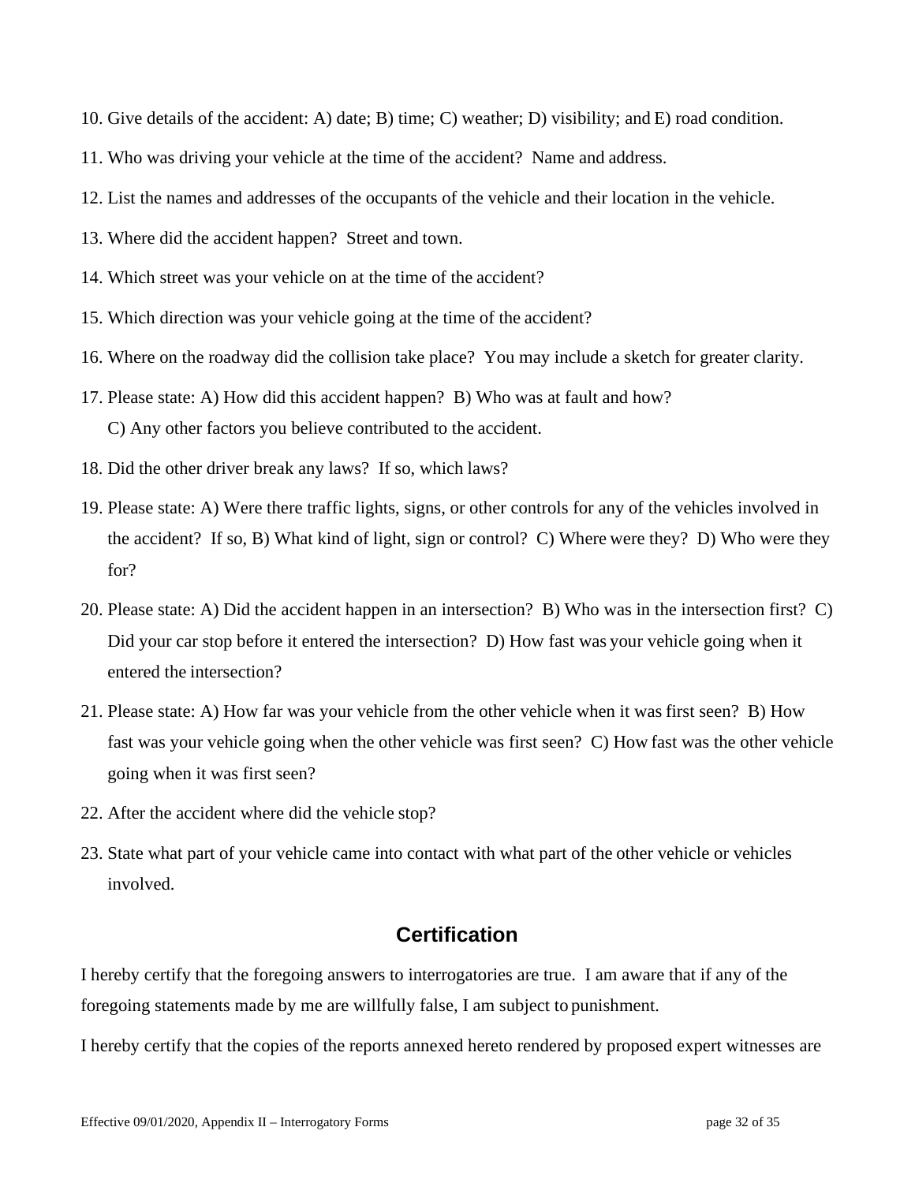10. Give details of the accident: A) date; B) time; C) weather; D) visibility; and E) road condition.

11. Who was driving your vehicle at the time of the accident? Name and address.

12. List the names and addresses of the occupants of the vehicle and their location in the vehicle.

13. Where did the accident happen? Street and town.

14. Which street was your vehicle on at the time of the accident?

15. Which direction was your vehicle going at the time of the accident?

16. Where on the roadway did the collision take place? You may include a sketch for greater clarity.

17. Please state: A) How did this accident happen? B) Who was at fault and how? C) Any other factors you believe contributed to the accident.

18. Did the other driver break any laws? If so, which laws?

19. Please state: A) Were there traffic lights, signs, or other controls for any of the vehicles involved in the accident? If so, B) What kind of light, sign or control? C) Where were they? D) Who were they for?

20. Please state: A) Did the accident happen in an intersection? B) Who was in the intersection first? C) Did your car stop before it entered the intersection? D) How fast was your vehicle going when it entered the intersection?

21. Please state: A) How far was your vehicle from the other vehicle when it was first seen? B) How fast was your vehicle going when the other vehicle was first seen? C) How fast was the other vehicle going when it was first seen?

22. After the accident where did the vehicle stop?

23. State what part of your vehicle came into contact with what part of the other vehicle or vehicles involved.

## Certification

I hereby certify that the foregoing answers to interrogatories are true. I am aware that if any of the foregoing statements made by me are willfully false, I am subject to punishment.

I hereby certify that the copies of the reports annexed hereto rendered by proposed expert witnesses are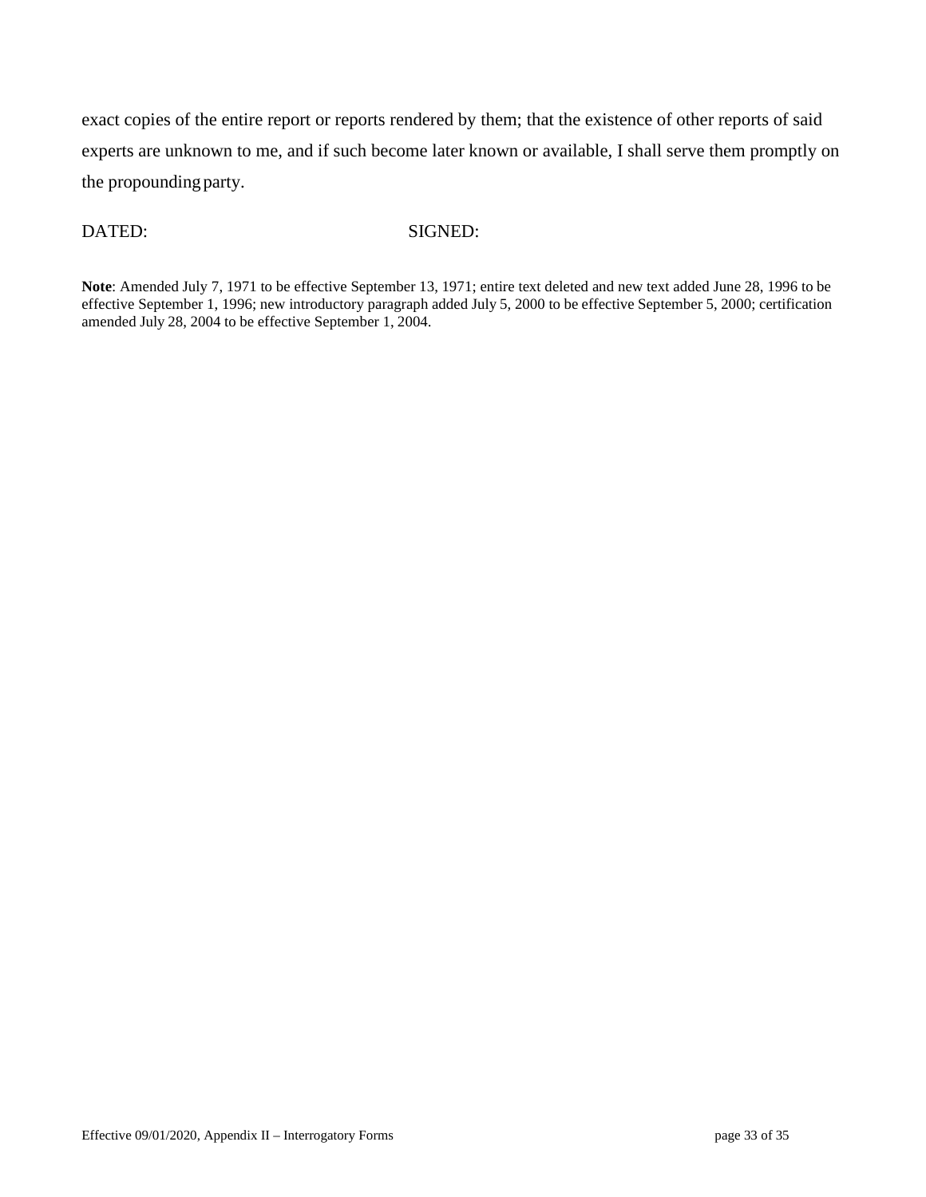exact copies of the entire report or reports rendered by them; that the existence of other reports of said experts are unknown to me, and if such become later known or available, I shall serve them promptly on the propounding party.

DATED: SIGNED:

**Note**: Amended July 7, 1971 to be effective September 13, 1971; entire text deleted and new text added June 28, 1996 to be effective September 1, 1996; new introductory paragraph added July 5, 2000 to be effective September 5, 2000; certification amended July 28, 2004 to be effective September 1, 2004.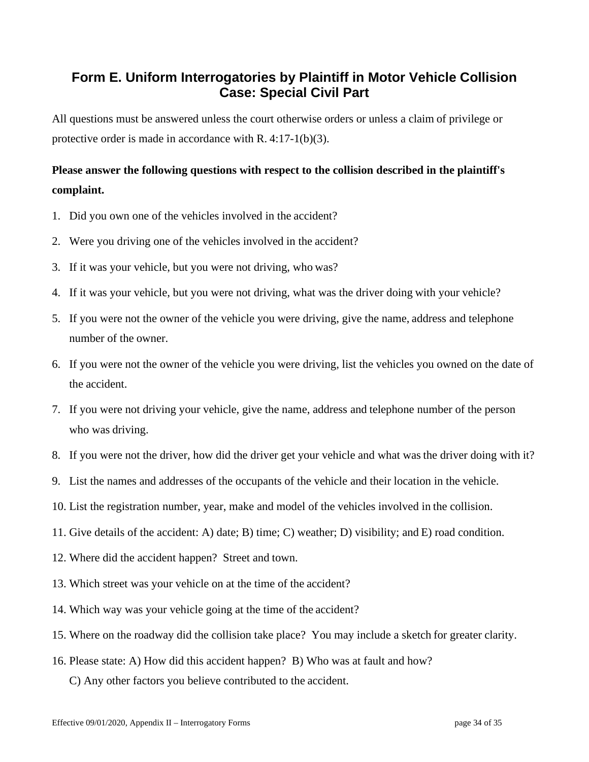## Form E. Uniform Interrogatories by Plaintiff in Motor Vehicle Collision Case: Special Civil Part

All questions must be answered unless the court otherwise orders or unless a claim of privilege or protective order is made in accordance with R. 4:17-1(b)(3).

**Please answer the following questions with respect to the collision described in the plaintiff's complaint.**

1. Did you own one of the vehicles involved in the accident?
2. Were you driving one of the vehicles involved in the accident?
3. If it was your vehicle, but you were not driving, who was?
4. If it was your vehicle, but you were not driving, what was the driver doing with your vehicle?
5. If you were not the owner of the vehicle you were driving, give the name, address and telephone number of the owner.
6. If you were not the owner of the vehicle you were driving, list the vehicles you owned on the date of the accident.
7. If you were not driving your vehicle, give the name, address and telephone number of the person who was driving.
8. If you were not the driver, how did the driver get your vehicle and what was the driver doing with it?
9. List the names and addresses of the occupants of the vehicle and their location in the vehicle.
10. List the registration number, year, make and model of the vehicles involved in the collision.
11. Give details of the accident: A) date; B) time; C) weather; D) visibility; and E) road condition.
12. Where did the accident happen? Street and town.
13. Which street was your vehicle on at the time of the accident?
14. Which way was your vehicle going at the time of the accident?
15. Where on the roadway did the collision take place? You may include a sketch for greater clarity.
16. Please state: A) How did this accident happen? B) Who was at fault and how?
    C) Any other factors you believe contributed to the accident.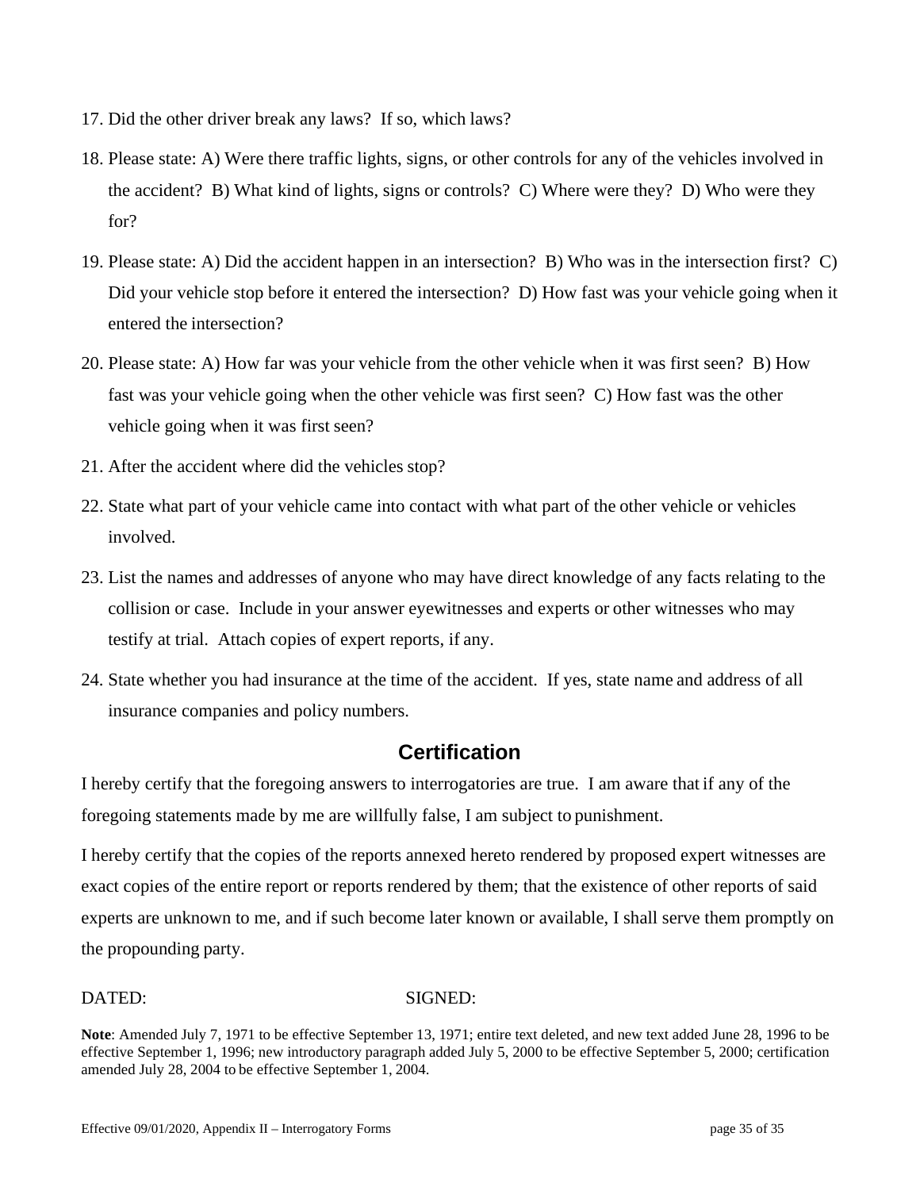17. Did the other driver break any laws? If so, which laws?

18. Please state: A) Were there traffic lights, signs, or other controls for any of the vehicles involved in the accident? B) What kind of lights, signs or controls? C) Where were they? D) Who were they for?

19. Please state: A) Did the accident happen in an intersection? B) Who was in the intersection first? C) Did your vehicle stop before it entered the intersection? D) How fast was your vehicle going when it entered the intersection?

20. Please state: A) How far was your vehicle from the other vehicle when it was first seen? B) How fast was your vehicle going when the other vehicle was first seen? C) How fast was the other vehicle going when it was first seen?

21. After the accident where did the vehicles stop?

22. State what part of your vehicle came into contact with what part of the other vehicle or vehicles involved.

23. List the names and addresses of anyone who may have direct knowledge of any facts relating to the collision or case. Include in your answer eyewitnesses and experts or other witnesses who may testify at trial. Attach copies of expert reports, if any.

24. State whether you had insurance at the time of the accident. If yes, state name and address of all insurance companies and policy numbers.

## Certification

I hereby certify that the foregoing answers to interrogatories are true. I am aware that if any of the foregoing statements made by me are willfully false, I am subject to punishment.

I hereby certify that the copies of the reports annexed hereto rendered by proposed expert witnesses are exact copies of the entire report or reports rendered by them; that the existence of other reports of said experts are unknown to me, and if such become later known or available, I shall serve them promptly on the propounding party.

DATED: SIGNED:

**Note**: Amended July 7, 1971 to be effective September 13, 1971; entire text deleted, and new text added June 28, 1996 to be effective September 1, 1996; new introductory paragraph added July 5, 2000 to be effective September 5, 2000; certification amended July 28, 2004 to be effective September 1, 2004.